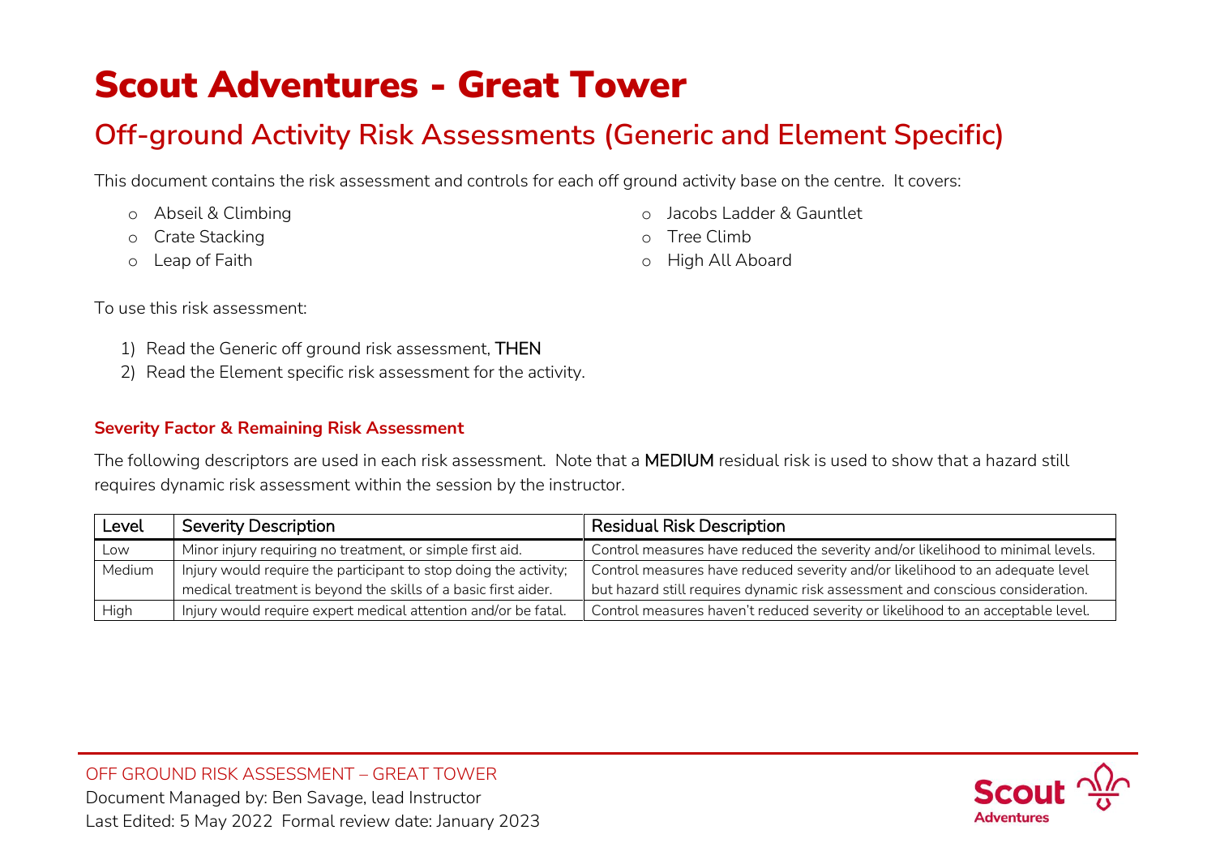# Scout Adventures - Great Tower

## Off-ground Activity Risk Assessments (Generic and Element Specific)

This document contains the risk assessment and controls for each off ground activity base on the centre. It covers:

- Abseil & Climbing
- Crate Stacking
- Leap of Faith
- Jacobs Ladder & Gauntlet
- Tree Climb
- High All Aboard

To use this risk assessment:

1) Read the Generic off ground risk assessment, THEN
2) Read the Element specific risk assessment for the activity.

### Severity Factor & Remaining Risk Assessment

The following descriptors are used in each risk assessment. Note that a MEDIUM residual risk is used to show that a hazard still requires dynamic risk assessment within the session by the instructor.

| Level | Severity Description | Residual Risk Description |
|---|---|---|
| Low | Minor injury requiring no treatment, or simple first aid. | Control measures have reduced the severity and/or likelihood to minimal levels. |
| Medium | Injury would require the participant to stop doing the activity; medical treatment is beyond the skills of a basic first aider. | Control measures have reduced severity and/or likelihood to an adequate level but hazard still requires dynamic risk assessment and conscious consideration. |
| High | Injury would require expert medical attention and/or be fatal. | Control measures haven't reduced severity or likelihood to an acceptable level. |

OFF GROUND RISK ASSESSMENT – GREAT TOWER
Document Managed by: Ben Savage, lead Instructor
Last Edited: 5 May 2022 Formal review date: January 2023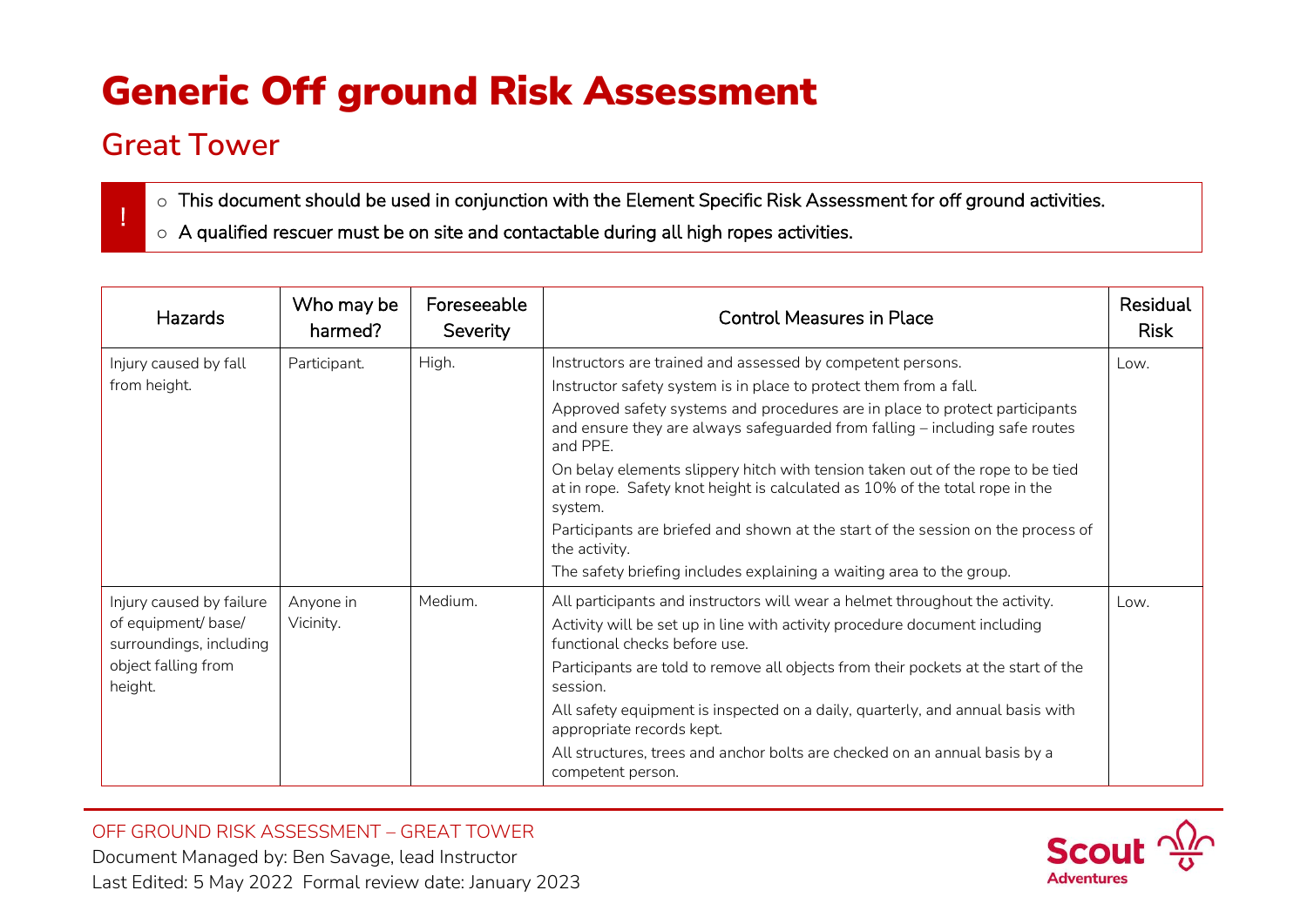# Generic Off ground Risk Assessment

## Great Tower

> ! 
> - This document should be used in conjunction with the Element Specific Risk Assessment for off ground activities.
> - A qualified rescuer must be on site and contactable during all high ropes activities.

| Hazards | Who may be harmed? | Foreseeable Severity | Control Measures in Place | Residual Risk |
|---|---|---|---|---|
| Injury caused by fall from height. | Participant. | High. | Instructors are trained and assessed by competent persons.<br>Instructor safety system is in place to protect them from a fall.<br>Approved safety systems and procedures are in place to protect participants and ensure they are always safeguarded from falling – including safe routes and PPE.<br>On belay elements slippery hitch with tension taken out of the rope to be tied at in rope. Safety knot height is calculated as 10% of the total rope in the system.<br>Participants are briefed and shown at the start of the session on the process of the activity.<br>The safety briefing includes explaining a waiting area to the group. | Low. |
| Injury caused by failure of equipment/ base/ surroundings, including object falling from height. | Anyone in Vicinity. | Medium. | All participants and instructors will wear a helmet throughout the activity.<br>Activity will be set up in line with activity procedure document including functional checks before use.<br>Participants are told to remove all objects from their pockets at the start of the session.<br>All safety equipment is inspected on a daily, quarterly, and annual basis with appropriate records kept.<br>All structures, trees and anchor bolts are checked on an annual basis by a competent person. | Low. |

OFF GROUND RISK ASSESSMENT – GREAT TOWER
Document Managed by: Ben Savage, lead Instructor
Last Edited: 5 May 2022 Formal review date: January 2023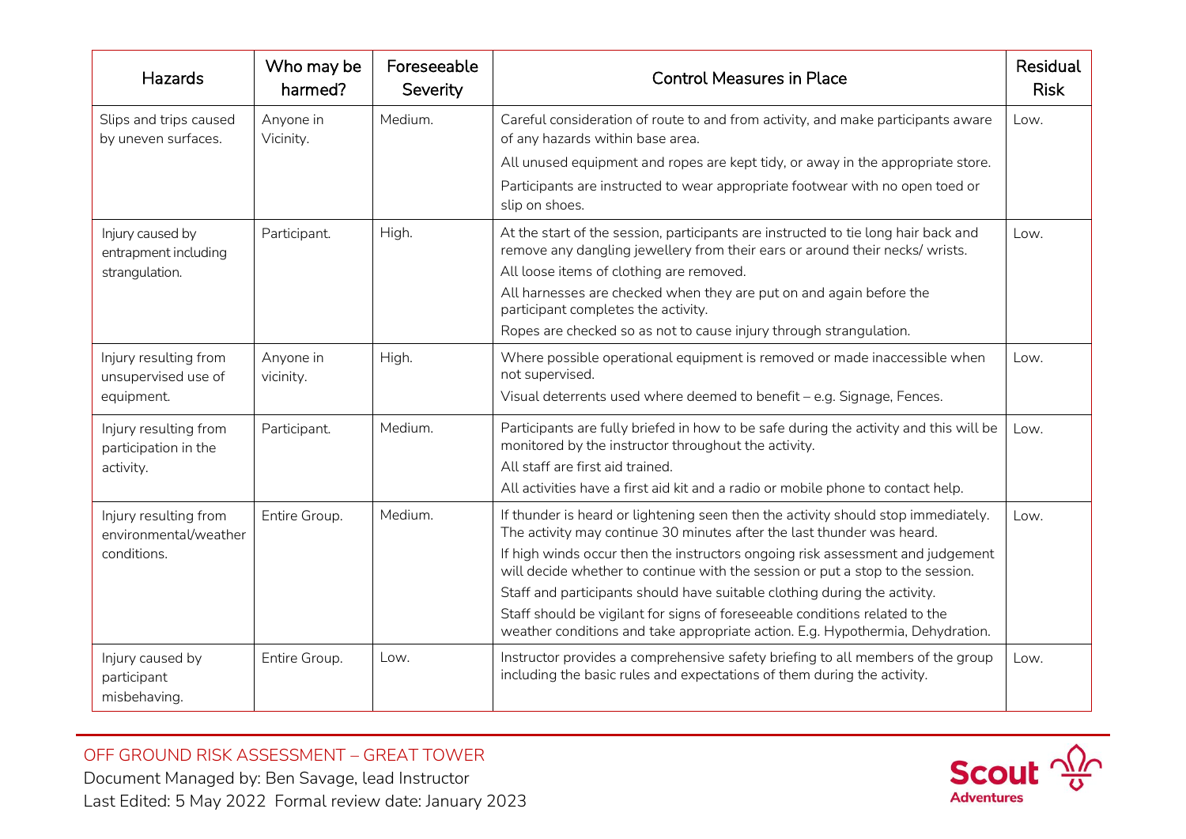| Hazards | Who may be harmed? | Foreseeable Severity | Control Measures in Place | Residual Risk |
|---|---|---|---|---|
| Slips and trips caused by uneven surfaces. | Anyone in Vicinity. | Medium. | Careful consideration of route to and from activity, and make participants aware of any hazards within base area.<br>All unused equipment and ropes are kept tidy, or away in the appropriate store.<br>Participants are instructed to wear appropriate footwear with no open toed or slip on shoes. | Low. |
| Injury caused by entrapment including strangulation. | Participant. | High. | At the start of the session, participants are instructed to tie long hair back and remove any dangling jewellery from their ears or around their necks/ wrists.<br>All loose items of clothing are removed.<br>All harnesses are checked when they are put on and again before the participant completes the activity.<br>Ropes are checked so as not to cause injury through strangulation. | Low. |
| Injury resulting from unsupervised use of equipment. | Anyone in vicinity. | High. | Where possible operational equipment is removed or made inaccessible when not supervised.<br>Visual deterrents used where deemed to benefit – e.g. Signage, Fences. | Low. |
| Injury resulting from participation in the activity. | Participant. | Medium. | Participants are fully briefed in how to be safe during the activity and this will be monitored by the instructor throughout the activity.<br>All staff are first aid trained.<br>All activities have a first aid kit and a radio or mobile phone to contact help. | Low. |
| Injury resulting from environmental/weather conditions. | Entire Group. | Medium. | If thunder is heard or lightening seen then the activity should stop immediately. The activity may continue 30 minutes after the last thunder was heard.<br>If high winds occur then the instructors ongoing risk assessment and judgement will decide whether to continue with the session or put a stop to the session.<br>Staff and participants should have suitable clothing during the activity.<br>Staff should be vigilant for signs of foreseeable conditions related to the weather conditions and take appropriate action. E.g. Hypothermia, Dehydration. | Low. |
| Injury caused by participant misbehaving. | Entire Group. | Low. | Instructor provides a comprehensive safety briefing to all members of the group including the basic rules and expectations of them during the activity. | Low. |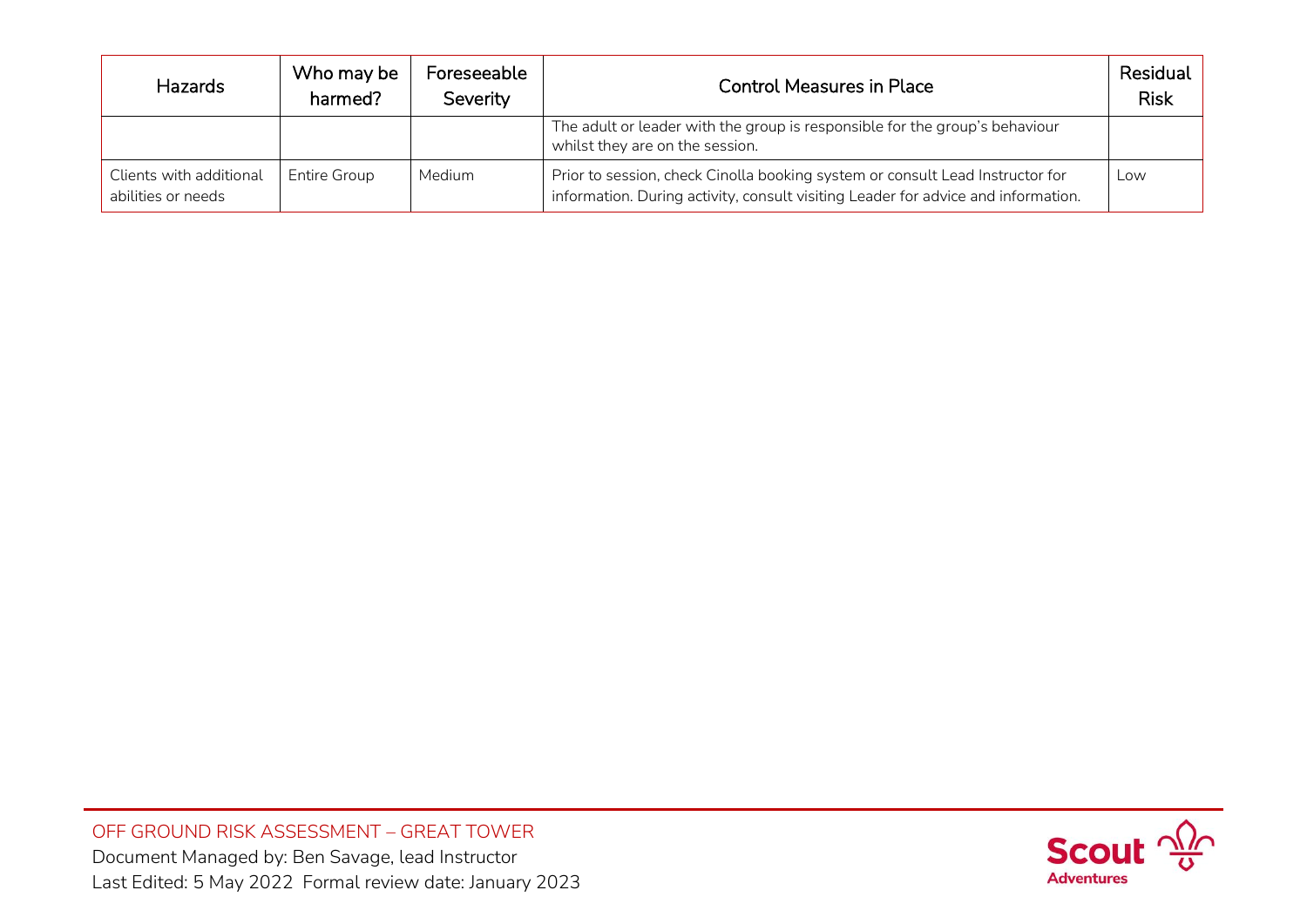| Hazards | Who may be harmed? | Foreseeable Severity | Control Measures in Place | Residual Risk |
|---|---|---|---|---|
| | | | The adult or leader with the group is responsible for the group's behaviour whilst they are on the session. | |
| Clients with additional abilities or needs | Entire Group | Medium | Prior to session, check Cinolla booking system or consult Lead Instructor for information. During activity, consult visiting Leader for advice and information. | Low |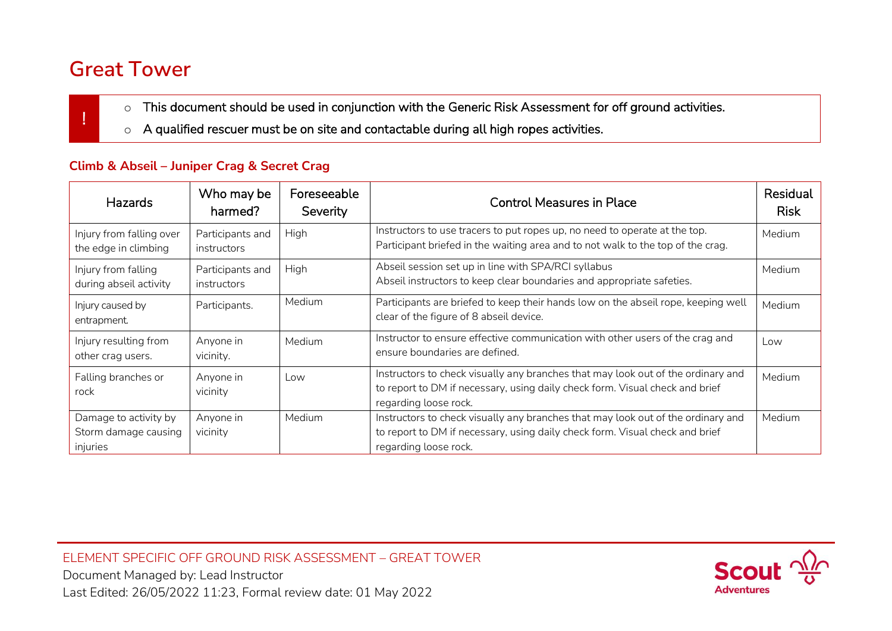# Great Tower

> !
> - This document should be used in conjunction with the Generic Risk Assessment for off ground activities.
> - A qualified rescuer must be on site and contactable during all high ropes activities.

### Climb & Abseil – Juniper Crag & Secret Crag

| Hazards | Who may be harmed? | Foreseeable Severity | Control Measures in Place | Residual Risk |
|---|---|---|---|---|
| Injury from falling over the edge in climbing | Participants and instructors | High | Instructors to use tracers to put ropes up, no need to operate at the top.<br>Participant briefed in the waiting area and to not walk to the top of the crag. | Medium |
| Injury from falling during abseil activity | Participants and instructors | High | Abseil session set up in line with SPA/RCI syllabus<br>Abseil instructors to keep clear boundaries and appropriate safeties. | Medium |
| Injury caused by entrapment. | Participants. | Medium | Participants are briefed to keep their hands low on the abseil rope, keeping well clear of the figure of 8 abseil device. | Medium |
| Injury resulting from other crag users. | Anyone in vicinity. | Medium | Instructor to ensure effective communication with other users of the crag and ensure boundaries are defined. | Low |
| Falling branches or rock | Anyone in vicinity | Low | Instructors to check visually any branches that may look out of the ordinary and to report to DM if necessary, using daily check form. Visual check and brief regarding loose rock. | Medium |
| Damage to activity by Storm damage causing injuries | Anyone in vicinity | Medium | Instructors to check visually any branches that may look out of the ordinary and to report to DM if necessary, using daily check form. Visual check and brief regarding loose rock. | Medium |

ELEMENT SPECIFIC OFF GROUND RISK ASSESSMENT – GREAT TOWER
Document Managed by: Lead Instructor
Last Edited: 26/05/2022 11:23, Formal review date: 01 May 2022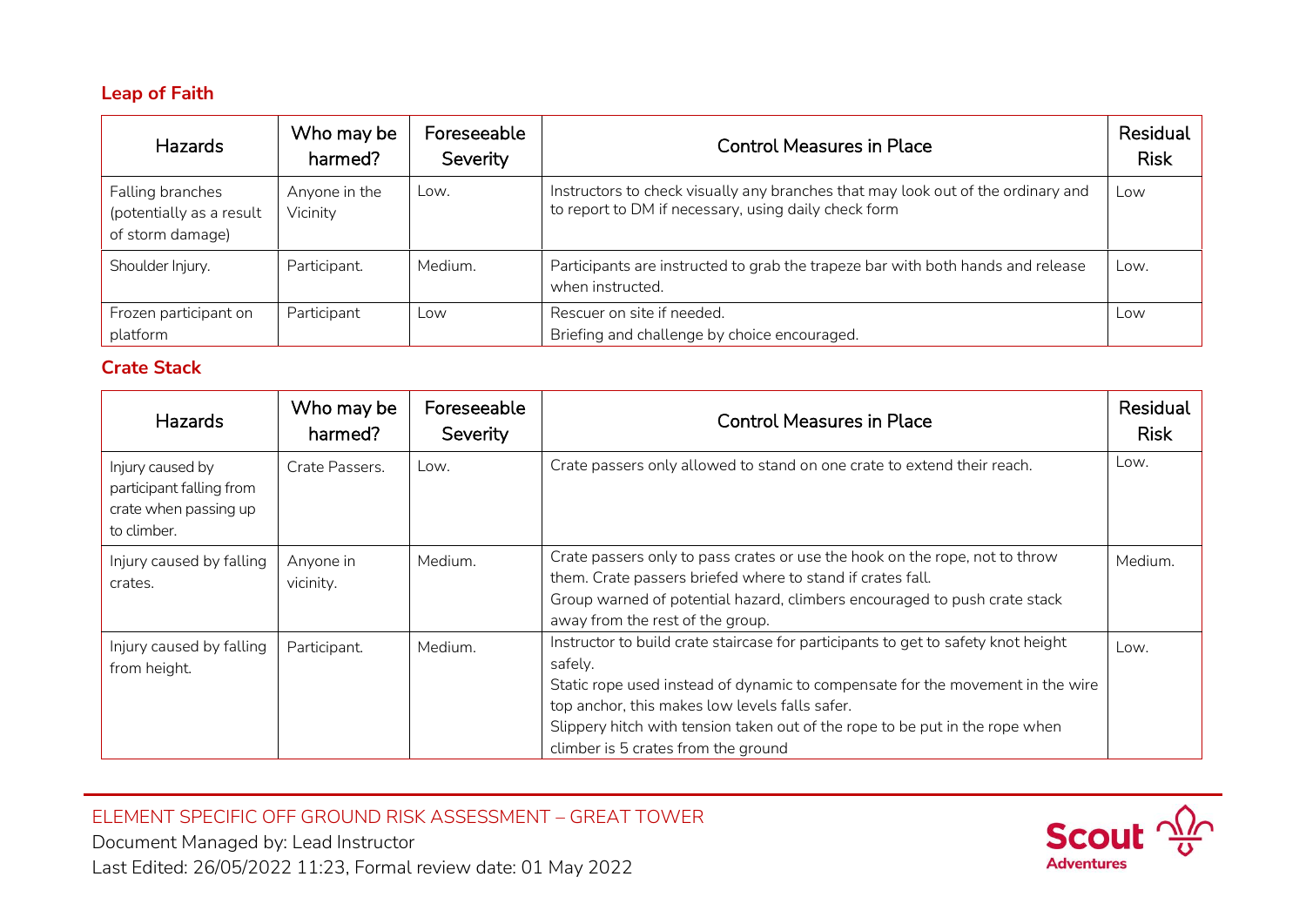### Leap of Faith

| Hazards | Who may be harmed? | Foreseeable Severity | Control Measures in Place | Residual Risk |
|---|---|---|---|---|
| Falling branches (potentially as a result of storm damage) | Anyone in the Vicinity | Low. | Instructors to check visually any branches that may look out of the ordinary and to report to DM if necessary, using daily check form | Low |
| Shoulder Injury. | Participant. | Medium. | Participants are instructed to grab the trapeze bar with both hands and release when instructed. | Low. |
| Frozen participant on platform | Participant | Low | Rescuer on site if needed.<br>Briefing and challenge by choice encouraged. | Low |

### Crate Stack

| Hazards | Who may be harmed? | Foreseeable Severity | Control Measures in Place | Residual Risk |
|---|---|---|---|---|
| Injury caused by participant falling from crate when passing up to climber. | Crate Passers. | Low. | Crate passers only allowed to stand on one crate to extend their reach. | Low. |
| Injury caused by falling crates. | Anyone in vicinity. | Medium. | Crate passers only to pass crates or use the hook on the rope, not to throw them. Crate passers briefed where to stand if crates fall.<br>Group warned of potential hazard, climbers encouraged to push crate stack away from the rest of the group. | Medium. |
| Injury caused by falling from height. | Participant. | Medium. | Instructor to build crate staircase for participants to get to safety knot height safely.<br>Static rope used instead of dynamic to compensate for the movement in the wire top anchor, this makes low levels falls safer.<br>Slippery hitch with tension taken out of the rope to be put in the rope when climber is 5 crates from the ground | Low. |

ELEMENT SPECIFIC OFF GROUND RISK ASSESSMENT – GREAT TOWER
Document Managed by: Lead Instructor
Last Edited: 26/05/2022 11:23, Formal review date: 01 May 2022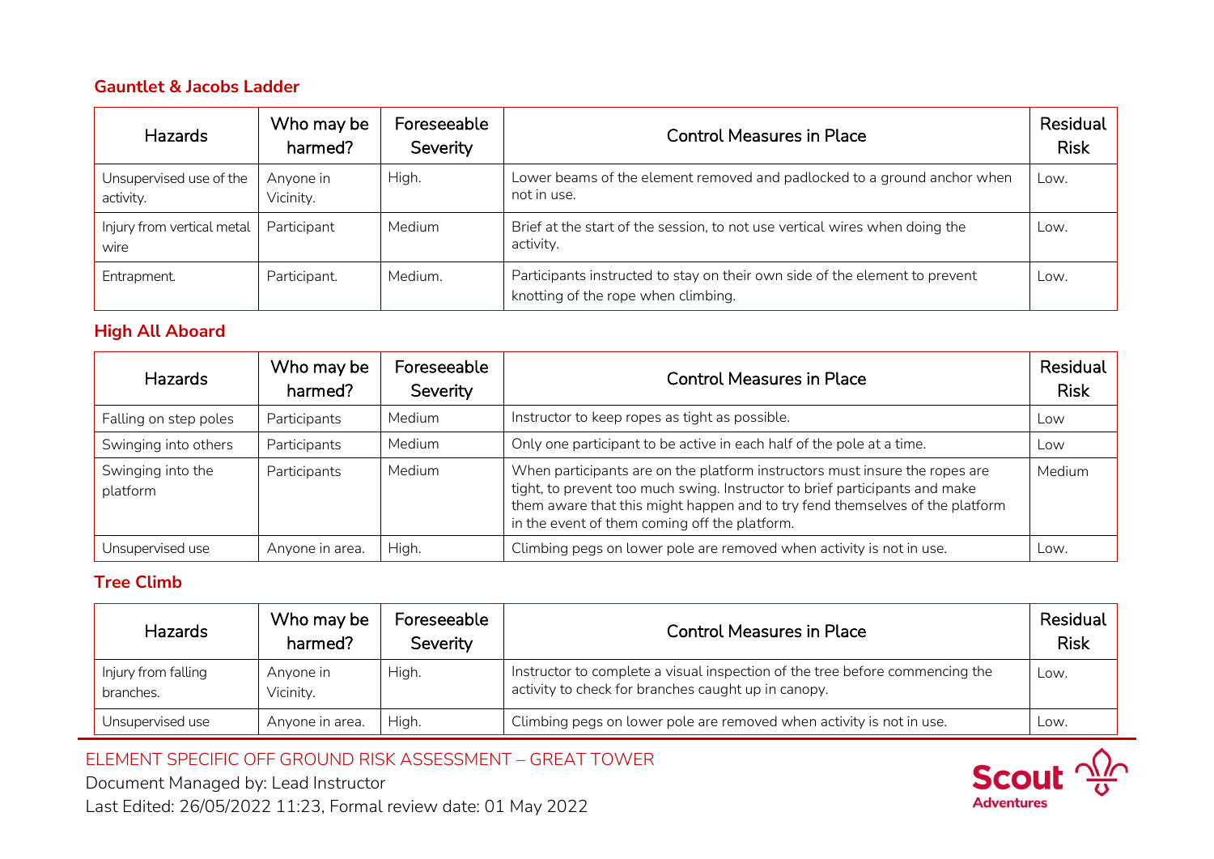### Gauntlet & Jacobs Ladder

| Hazards | Who may be harmed? | Foreseeable Severity | Control Measures in Place | Residual Risk |
|---|---|---|---|---|
| Unsupervised use of the activity. | Anyone in Vicinity. | High. | Lower beams of the element removed and padlocked to a ground anchor when not in use. | Low. |
| Injury from vertical metal wire | Participant | Medium | Brief at the start of the session, to not use vertical wires when doing the activity. | Low. |
| Entrapment. | Participant. | Medium. | Participants instructed to stay on their own side of the element to prevent knotting of the rope when climbing. | Low. |

### High All Aboard

| Hazards | Who may be harmed? | Foreseeable Severity | Control Measures in Place | Residual Risk |
|---|---|---|---|---|
| Falling on step poles | Participants | Medium | Instructor to keep ropes as tight as possible. | Low |
| Swinging into others | Participants | Medium | Only one participant to be active in each half of the pole at a time. | Low |
| Swinging into the platform | Participants | Medium | When participants are on the platform instructors must insure the ropes are tight, to prevent too much swing. Instructor to brief participants and make them aware that this might happen and to try fend themselves of the platform in the event of them coming off the platform. | Medium |
| Unsupervised use | Anyone in area. | High. | Climbing pegs on lower pole are removed when activity is not in use. | Low. |

### Tree Climb

| Hazards | Who may be harmed? | Foreseeable Severity | Control Measures in Place | Residual Risk |
|---|---|---|---|---|
| Injury from falling branches. | Anyone in Vicinity. | High. | Instructor to complete a visual inspection of the tree before commencing the activity to check for branches caught up in canopy. | Low. |
| Unsupervised use | Anyone in area. | High. | Climbing pegs on lower pole are removed when activity is not in use. | Low. |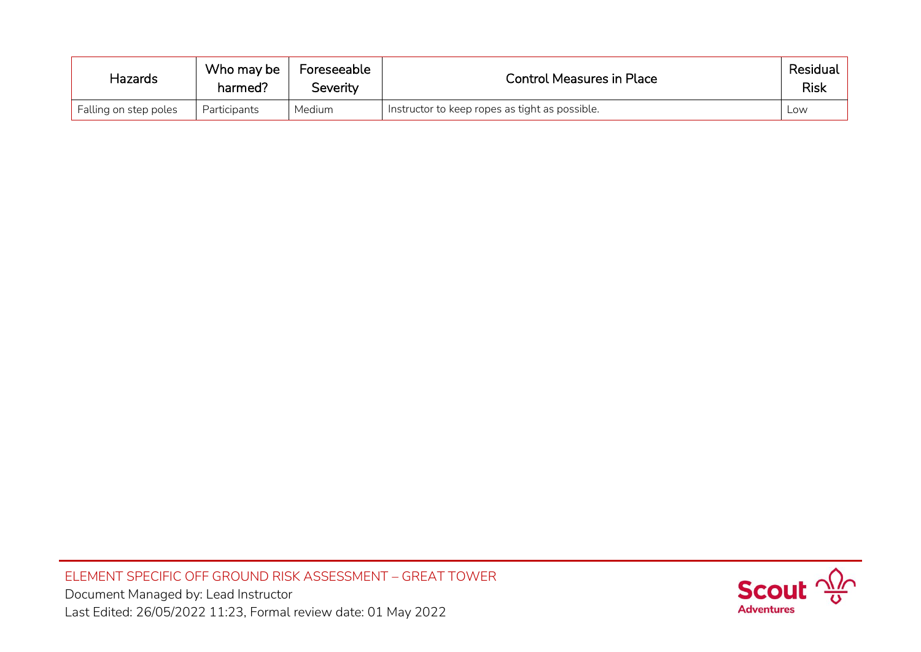| Hazards | Who may be harmed? | Foreseeable Severity | Control Measures in Place | Residual Risk |
|---|---|---|---|---|
| Falling on step poles | Participants | Medium | Instructor to keep ropes as tight as possible. | Low |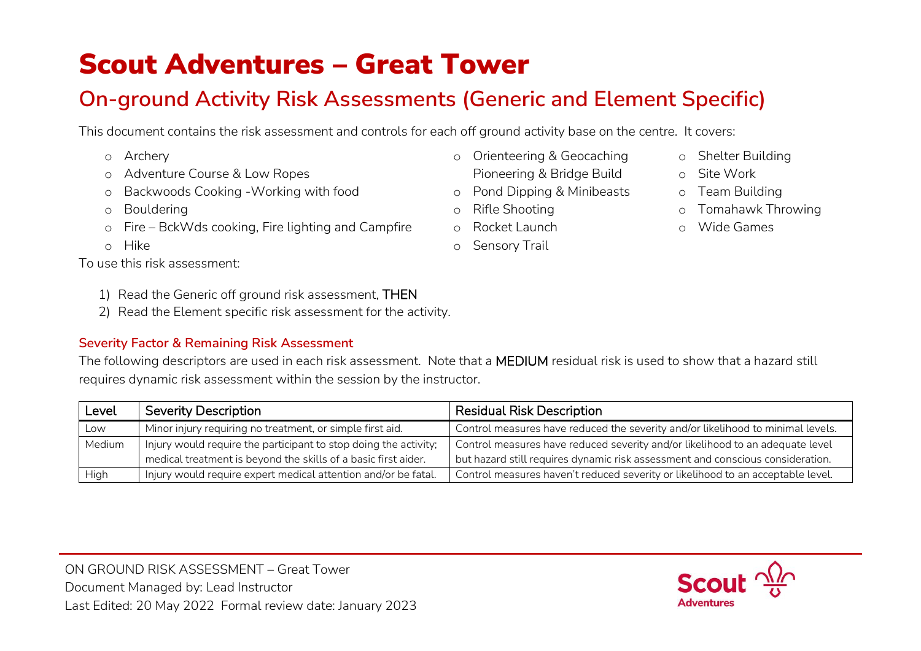# Scout Adventures – Great Tower

## On-ground Activity Risk Assessments (Generic and Element Specific)

This document contains the risk assessment and controls for each off ground activity base on the centre. It covers:

- Archery
- Adventure Course & Low Ropes
- Backwoods Cooking -Working with food
- Bouldering
- Fire – BckWds cooking, Fire lighting and Campfire
- Hike
- Orienteering & Geocaching Pioneering & Bridge Build
- Pond Dipping & Minibeasts
- Rifle Shooting
- Rocket Launch
- Sensory Trail
- Shelter Building
- Site Work
- Team Building
- Tomahawk Throwing
- Wide Games

To use this risk assessment:

1) Read the Generic off ground risk assessment, THEN
2) Read the Element specific risk assessment for the activity.

### Severity Factor & Remaining Risk Assessment

The following descriptors are used in each risk assessment. Note that a MEDIUM residual risk is used to show that a hazard still requires dynamic risk assessment within the session by the instructor.

| Level | Severity Description | Residual Risk Description |
|---|---|---|
| Low | Minor injury requiring no treatment, or simple first aid. | Control measures have reduced the severity and/or likelihood to minimal levels. |
| Medium | Injury would require the participant to stop doing the activity; medical treatment is beyond the skills of a basic first aider. | Control measures have reduced severity and/or likelihood to an adequate level but hazard still requires dynamic risk assessment and conscious consideration. |
| High | Injury would require expert medical attention and/or be fatal. | Control measures haven't reduced severity or likelihood to an acceptable level. |

ON GROUND RISK ASSESSMENT – Great Tower
Document Managed by: Lead Instructor
Last Edited: 20 May 2022 Formal review date: January 2023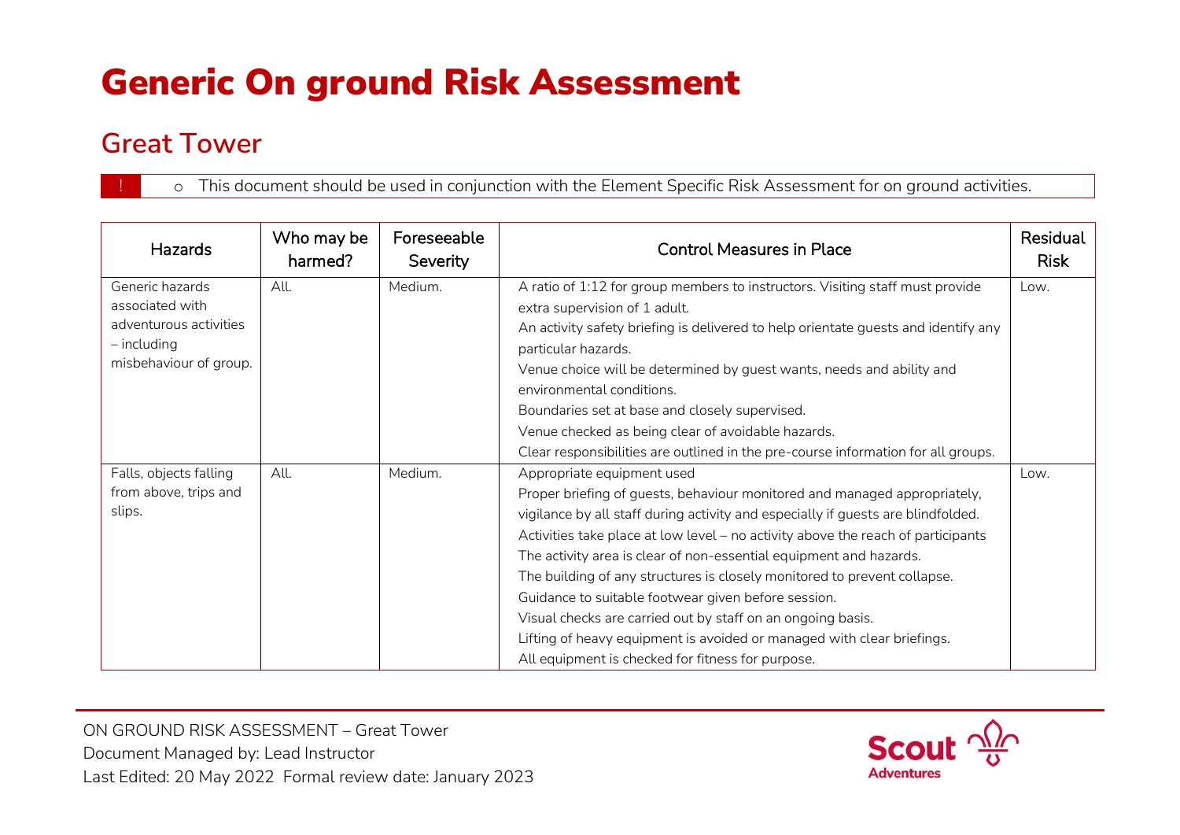# Generic On ground Risk Assessment

## Great Tower

! This document should be used in conjunction with the Element Specific Risk Assessment for on ground activities.

| Hazards | Who may be harmed? | Foreseeable Severity | Control Measures in Place | Residual Risk |
|---|---|---|---|---|
| Generic hazards associated with adventurous activities – including misbehaviour of group. | All. | Medium. | A ratio of 1:12 for group members to instructors. Visiting staff must provide extra supervision of 1 adult.<br>An activity safety briefing is delivered to help orientate guests and identify any particular hazards.<br>Venue choice will be determined by guest wants, needs and ability and environmental conditions.<br>Boundaries set at base and closely supervised.<br>Venue checked as being clear of avoidable hazards.<br>Clear responsibilities are outlined in the pre-course information for all groups. | Low. |
| Falls, objects falling from above, trips and slips. | All. | Medium. | Appropriate equipment used<br>Proper briefing of guests, behaviour monitored and managed appropriately, vigilance by all staff during activity and especially if guests are blindfolded.<br>Activities take place at low level – no activity above the reach of participants<br>The activity area is clear of non-essential equipment and hazards.<br>The building of any structures is closely monitored to prevent collapse.<br>Guidance to suitable footwear given before session.<br>Visual checks are carried out by staff on an ongoing basis.<br>Lifting of heavy equipment is avoided or managed with clear briefings.<br>All equipment is checked for fitness for purpose. | Low. |

ON GROUND RISK ASSESSMENT – Great Tower
Document Managed by: Lead Instructor
Last Edited: 20 May 2022 Formal review date: January 2023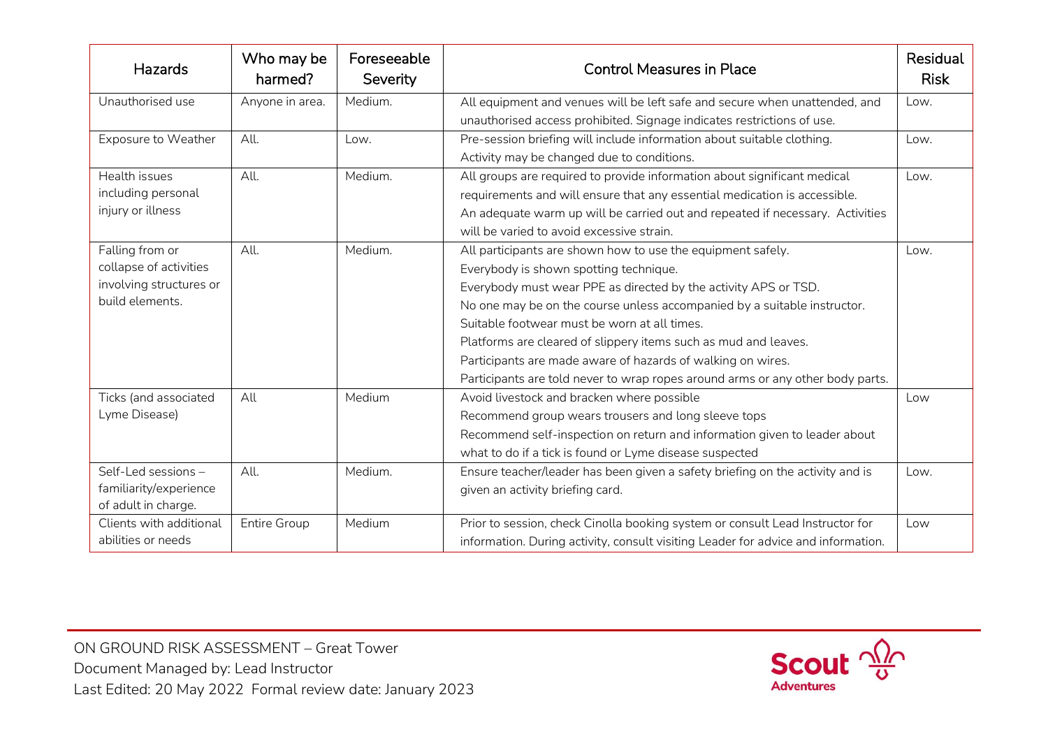| Hazards | Who may be harmed? | Foreseeable Severity | Control Measures in Place | Residual Risk |
|---|---|---|---|---|
| Unauthorised use | Anyone in area. | Medium. | All equipment and venues will be left safe and secure when unattended, and unauthorised access prohibited. Signage indicates restrictions of use. | Low. |
| Exposure to Weather | All. | Low. | Pre-session briefing will include information about suitable clothing.<br>Activity may be changed due to conditions. | Low. |
| Health issues including personal injury or illness | All. | Medium. | All groups are required to provide information about significant medical requirements and will ensure that any essential medication is accessible.<br>An adequate warm up will be carried out and repeated if necessary. Activities will be varied to avoid excessive strain. | Low. |
| Falling from or collapse of activities involving structures or build elements. | All. | Medium. | All participants are shown how to use the equipment safely.<br>Everybody is shown spotting technique.<br>Everybody must wear PPE as directed by the activity APS or TSD.<br>No one may be on the course unless accompanied by a suitable instructor.<br>Suitable footwear must be worn at all times.<br>Platforms are cleared of slippery items such as mud and leaves.<br>Participants are made aware of hazards of walking on wires.<br>Participants are told never to wrap ropes around arms or any other body parts. | Low. |
| Ticks (and associated Lyme Disease) | All | Medium | Avoid livestock and bracken where possible<br>Recommend group wears trousers and long sleeve tops<br>Recommend self-inspection on return and information given to leader about what to do if a tick is found or Lyme disease suspected | Low |
| Self-Led sessions – familiarity/experience of adult in charge. | All. | Medium. | Ensure teacher/leader has been given a safety briefing on the activity and is given an activity briefing card. | Low. |
| Clients with additional abilities or needs | Entire Group | Medium | Prior to session, check Cinolla booking system or consult Lead Instructor for information. During activity, consult visiting Leader for advice and information. | Low |

ON GROUND RISK ASSESSMENT – Great Tower
Document Managed by: Lead Instructor
Last Edited: 20 May 2022 Formal review date: January 2023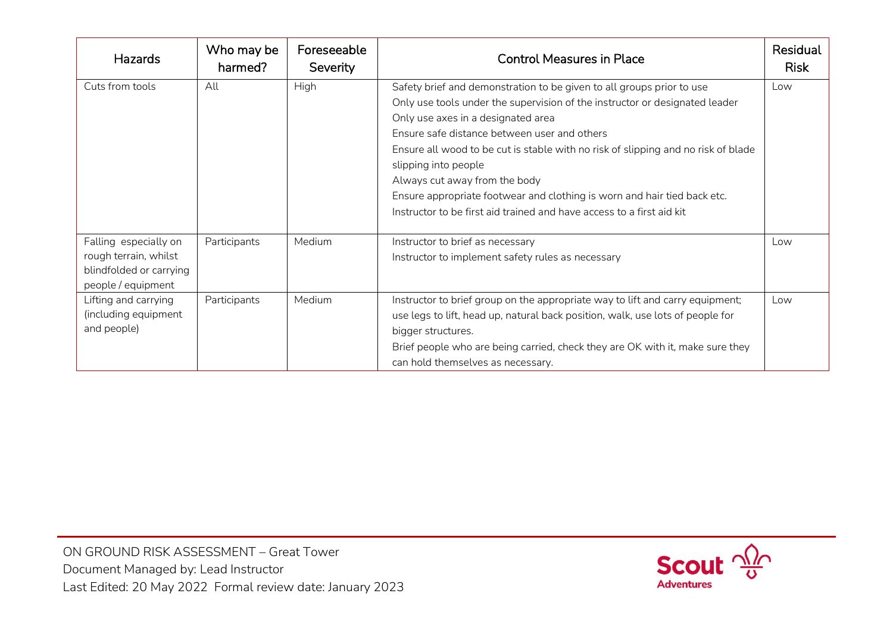| Hazards | Who may be harmed? | Foreseeable Severity | Control Measures in Place | Residual Risk |
|---|---|---|---|---|
| Cuts from tools | All | High | Safety brief and demonstration to be given to all groups prior to use<br>Only use tools under the supervision of the instructor or designated leader<br>Only use axes in a designated area<br>Ensure safe distance between user and others<br>Ensure all wood to be cut is stable with no risk of slipping and no risk of blade slipping into people<br>Always cut away from the body<br>Ensure appropriate footwear and clothing is worn and hair tied back etc.<br>Instructor to be first aid trained and have access to a first aid kit | Low |
| Falling especially on rough terrain, whilst blindfolded or carrying people / equipment | Participants | Medium | Instructor to brief as necessary<br>Instructor to implement safety rules as necessary | Low |
| Lifting and carrying (including equipment and people) | Participants | Medium | Instructor to brief group on the appropriate way to lift and carry equipment; use legs to lift, head up, natural back position, walk, use lots of people for bigger structures.<br>Brief people who are being carried, check they are OK with it, make sure they can hold themselves as necessary. | Low |

ON GROUND RISK ASSESSMENT – Great Tower
Document Managed by: Lead Instructor
Last Edited: 20 May 2022 Formal review date: January 2023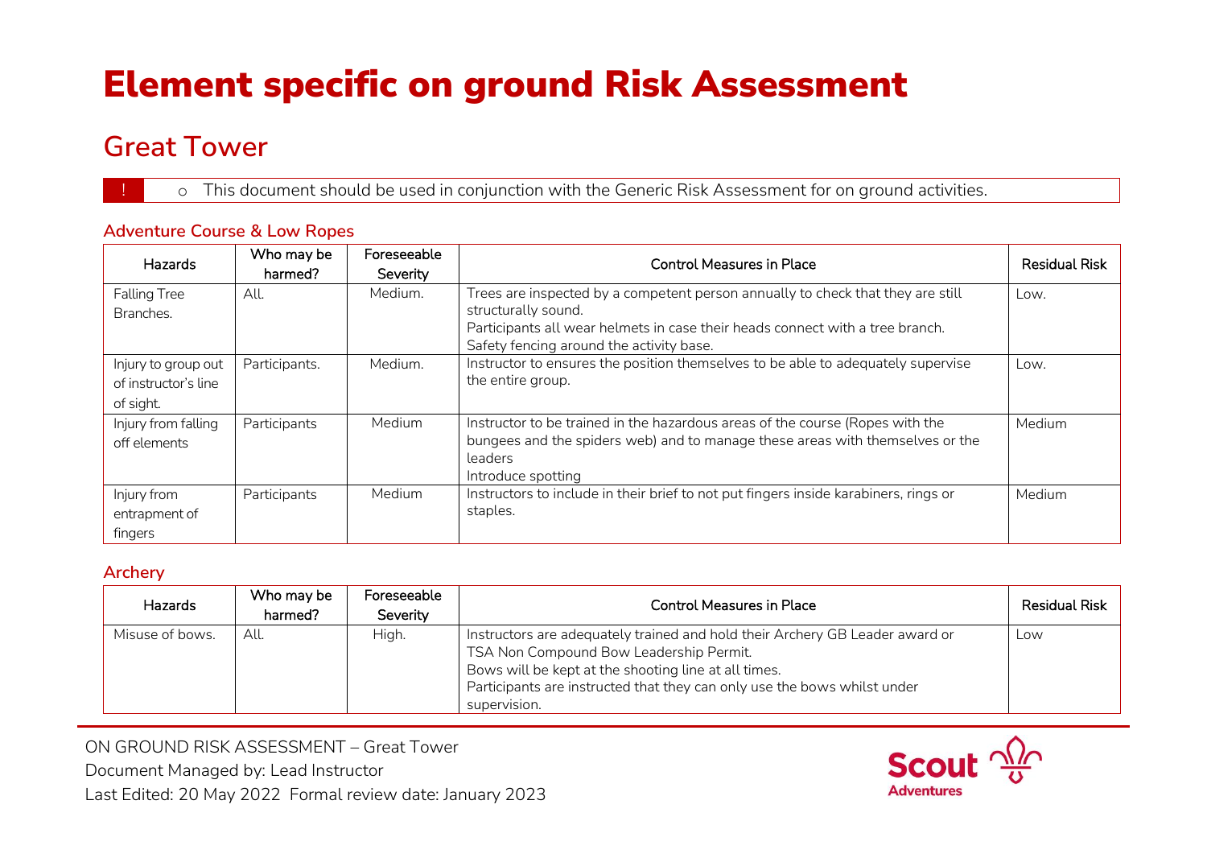# Element specific on ground Risk Assessment

## Great Tower

! This document should be used in conjunction with the Generic Risk Assessment for on ground activities.

### Adventure Course & Low Ropes

| Hazards | Who may be harmed? | Foreseeable Severity | Control Measures in Place | Residual Risk |
|---|---|---|---|---|
| Falling Tree Branches. | All. | Medium. | Trees are inspected by a competent person annually to check that they are still structurally sound.<br>Participants all wear helmets in case their heads connect with a tree branch.<br>Safety fencing around the activity base. | Low. |
| Injury to group out of instructor's line of sight. | Participants. | Medium. | Instructor to ensures the position themselves to be able to adequately supervise the entire group. | Low. |
| Injury from falling off elements | Participants | Medium | Instructor to be trained in the hazardous areas of the course (Ropes with the bungees and the spiders web) and to manage these areas with themselves or the leaders<br>Introduce spotting | Medium |
| Injury from entrapment of fingers | Participants | Medium | Instructors to include in their brief to not put fingers inside karabiners, rings or staples. | Medium |

### Archery

| Hazards | Who may be harmed? | Foreseeable Severity | Control Measures in Place | Residual Risk |
|---|---|---|---|---|
| Misuse of bows. | All. | High. | Instructors are adequately trained and hold their Archery GB Leader award or TSA Non Compound Bow Leadership Permit.<br>Bows will be kept at the shooting line at all times.<br>Participants are instructed that they can only use the bows whilst under supervision. | Low |

ON GROUND RISK ASSESSMENT – Great Tower
Document Managed by: Lead Instructor
Last Edited: 20 May 2022 Formal review date: January 2023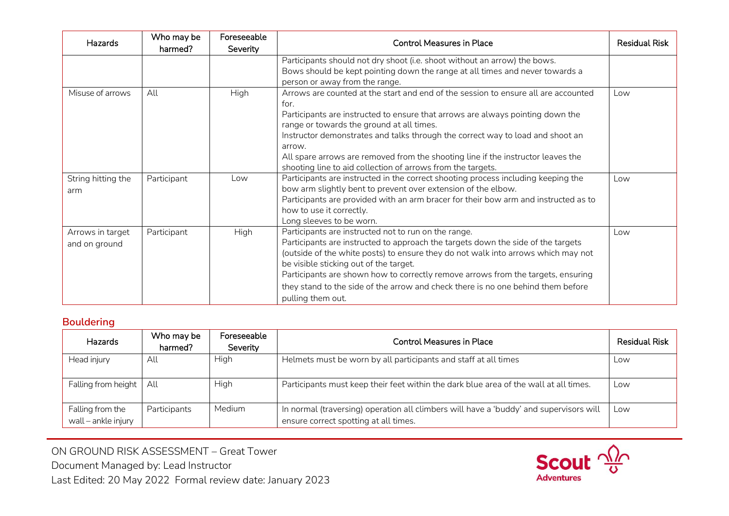| Hazards | Who may be harmed? | Foreseeable Severity | Control Measures in Place | Residual Risk |
|---|---|---|---|---|
| | | | Participants should not dry shoot (i.e. shoot without an arrow) the bows.<br>Bows should be kept pointing down the range at all times and never towards a person or away from the range. | |
| Misuse of arrows | All | High | Arrows are counted at the start and end of the session to ensure all are accounted for.<br>Participants are instructed to ensure that arrows are always pointing down the range or towards the ground at all times.<br>Instructor demonstrates and talks through the correct way to load and shoot an arrow.<br>All spare arrows are removed from the shooting line if the instructor leaves the shooting line to aid collection of arrows from the targets. | Low |
| String hitting the arm | Participant | Low | Participants are instructed in the correct shooting process including keeping the bow arm slightly bent to prevent over extension of the elbow.<br>Participants are provided with an arm bracer for their bow arm and instructed as to how to use it correctly.<br>Long sleeves to be worn. | Low |
| Arrows in target and on ground | Participant | High | Participants are instructed not to run on the range.<br>Participants are instructed to approach the targets down the side of the targets (outside of the white posts) to ensure they do not walk into arrows which may not be visible sticking out of the target.<br>Participants are shown how to correctly remove arrows from the targets, ensuring they stand to the side of the arrow and check there is no one behind them before pulling them out. | Low |

## Bouldering

| Hazards | Who may be harmed? | Foreseeable Severity | Control Measures in Place | Residual Risk |
|---|---|---|---|---|
| Head injury | All | High | Helmets must be worn by all participants and staff at all times | Low |
| Falling from height | All | High | Participants must keep their feet within the dark blue area of the wall at all times. | Low |
| Falling from the wall – ankle injury | Participants | Medium | In normal (traversing) operation all climbers will have a 'buddy' and supervisors will ensure correct spotting at all times. | Low |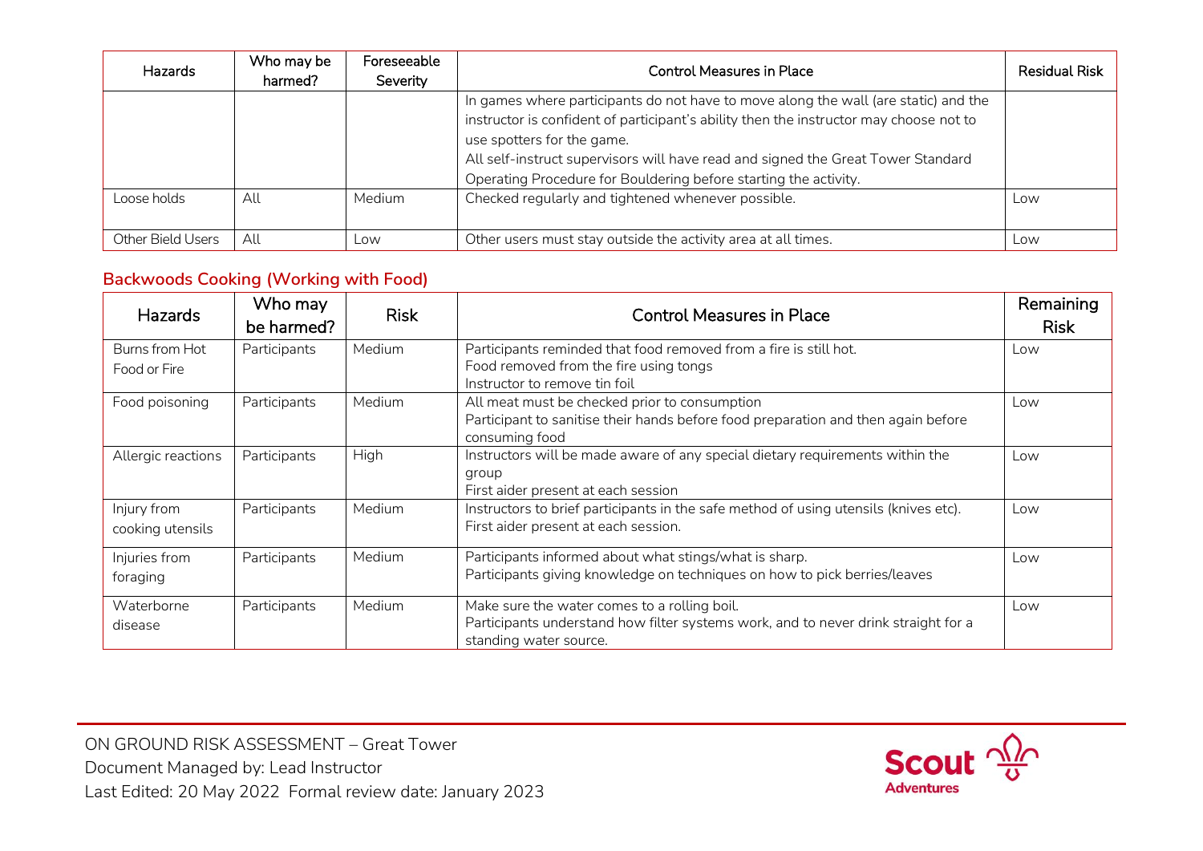| Hazards | Who may be harmed? | Foreseeable Severity | Control Measures in Place | Residual Risk |
|---|---|---|---|---|
| | | | In games where participants do not have to move along the wall (are static) and the instructor is confident of participant's ability then the instructor may choose not to use spotters for the game.<br>All self-instruct supervisors will have read and signed the Great Tower Standard Operating Procedure for Bouldering before starting the activity. | |
| Loose holds | All | Medium | Checked regularly and tightened whenever possible. | Low |
| Other Bield Users | All | Low | Other users must stay outside the activity area at all times. | Low |

## Backwoods Cooking (Working with Food)

| Hazards | Who may be harmed? | Risk | Control Measures in Place | Remaining Risk |
|---|---|---|---|---|
| Burns from Hot Food or Fire | Participants | Medium | Participants reminded that food removed from a fire is still hot.<br>Food removed from the fire using tongs<br>Instructor to remove tin foil | Low |
| Food poisoning | Participants | Medium | All meat must be checked prior to consumption<br>Participant to sanitise their hands before food preparation and then again before consuming food | Low |
| Allergic reactions | Participants | High | Instructors will be made aware of any special dietary requirements within the group<br>First aider present at each session | Low |
| Injury from cooking utensils | Participants | Medium | Instructors to brief participants in the safe method of using utensils (knives etc).<br>First aider present at each session. | Low |
| Injuries from foraging | Participants | Medium | Participants informed about what stings/what is sharp.<br>Participants giving knowledge on techniques on how to pick berries/leaves | Low |
| Waterborne disease | Participants | Medium | Make sure the water comes to a rolling boil.<br>Participants understand how filter systems work, and to never drink straight for a standing water source. | Low |

ON GROUND RISK ASSESSMENT – Great Tower
Document Managed by: Lead Instructor
Last Edited: 20 May 2022 Formal review date: January 2023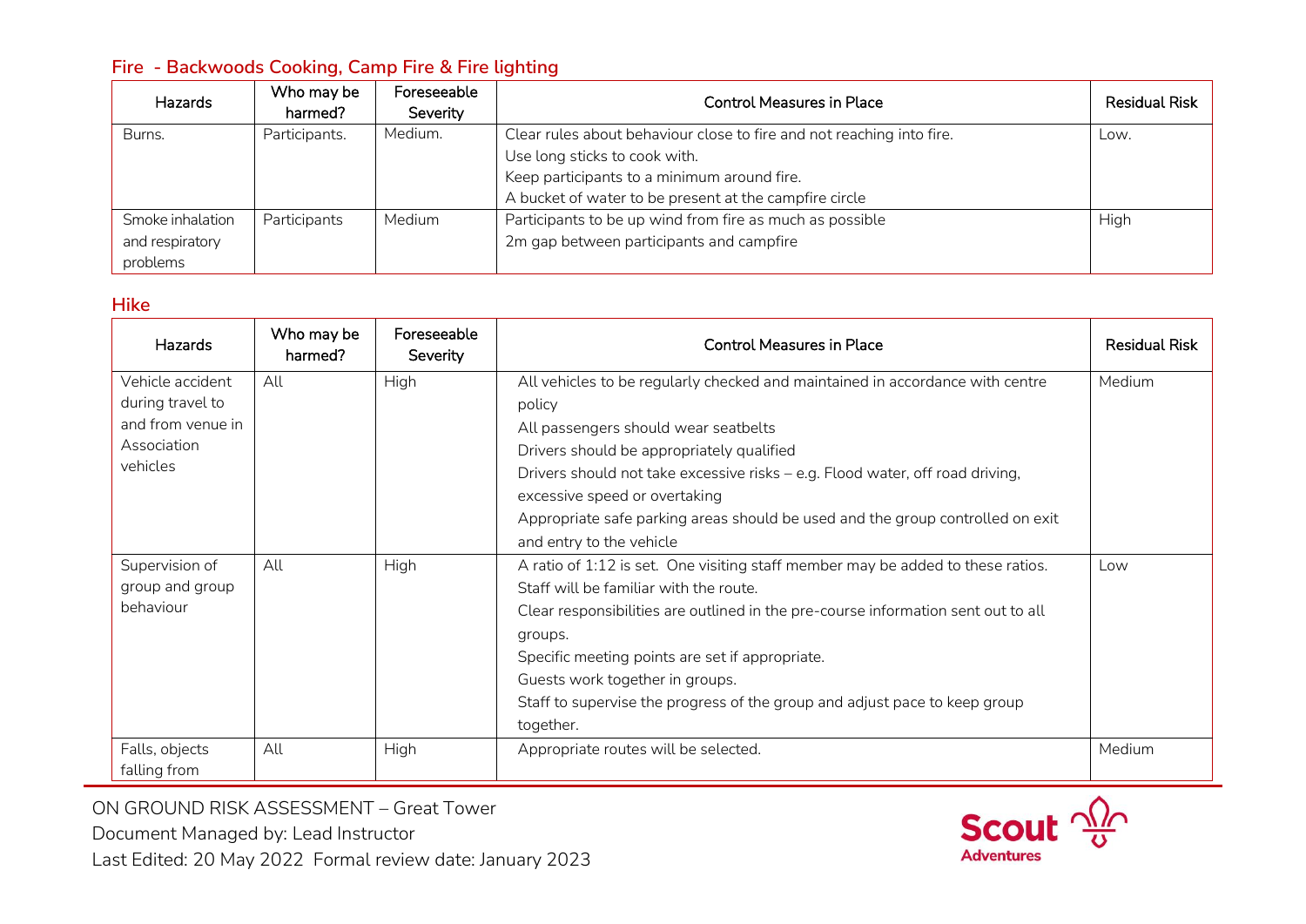## Fire - Backwoods Cooking, Camp Fire & Fire lighting

| Hazards | Who may be harmed? | Foreseeable Severity | Control Measures in Place | Residual Risk |
|---|---|---|---|---|
| Burns. | Participants. | Medium. | Clear rules about behaviour close to fire and not reaching into fire.<br>Use long sticks to cook with.<br>Keep participants to a minimum around fire.<br>A bucket of water to be present at the campfire circle | Low. |
| Smoke inhalation and respiratory problems | Participants | Medium | Participants to be up wind from fire as much as possible<br>2m gap between participants and campfire | High |

## Hike

| Hazards | Who may be harmed? | Foreseeable Severity | Control Measures in Place | Residual Risk |
|---|---|---|---|---|
| Vehicle accident during travel to and from venue in Association vehicles | All | High | All vehicles to be regularly checked and maintained in accordance with centre policy<br>All passengers should wear seatbelts<br>Drivers should be appropriately qualified<br>Drivers should not take excessive risks – e.g. Flood water, off road driving, excessive speed or overtaking<br>Appropriate safe parking areas should be used and the group controlled on exit and entry to the vehicle | Medium |
| Supervision of group and group behaviour | All | High | A ratio of 1:12 is set. One visiting staff member may be added to these ratios.<br>Staff will be familiar with the route.<br>Clear responsibilities are outlined in the pre-course information sent out to all groups.<br>Specific meeting points are set if appropriate.<br>Guests work together in groups.<br>Staff to supervise the progress of the group and adjust pace to keep group together. | Low |
| Falls, objects falling from | All | High | Appropriate routes will be selected. | Medium |

ON GROUND RISK ASSESSMENT – Great Tower
Document Managed by: Lead Instructor
Last Edited: 20 May 2022 Formal review date: January 2023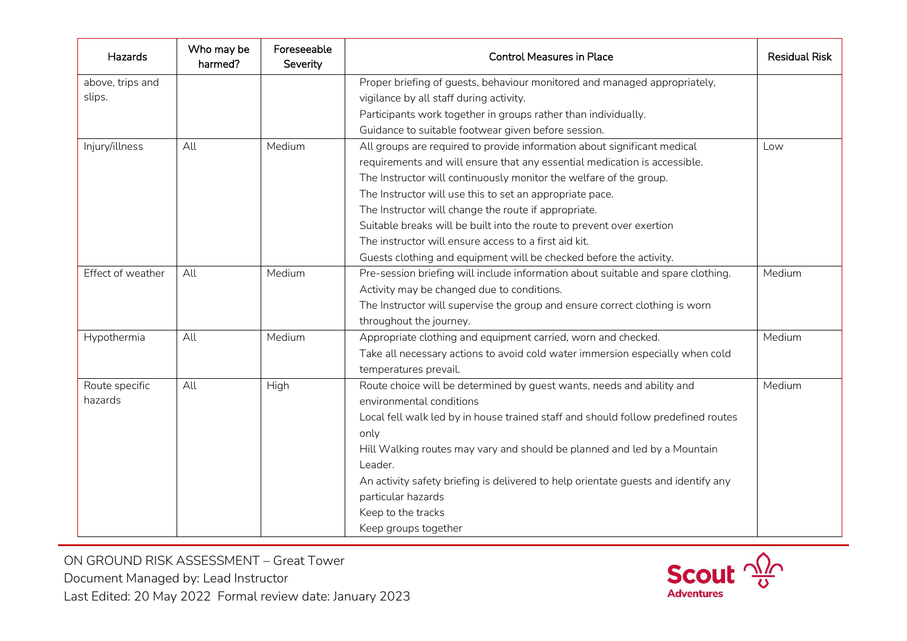| Hazards | Who may be harmed? | Foreseeable Severity | Control Measures in Place | Residual Risk |
|---|---|---|---|---|
| above, trips and slips. | | | Proper briefing of guests, behaviour monitored and managed appropriately, vigilance by all staff during activity.<br>Participants work together in groups rather than individually.<br>Guidance to suitable footwear given before session. | |
| Injury/illness | All | Medium | All groups are required to provide information about significant medical requirements and will ensure that any essential medication is accessible.<br>The Instructor will continuously monitor the welfare of the group.<br>The Instructor will use this to set an appropriate pace.<br>The Instructor will change the route if appropriate.<br>Suitable breaks will be built into the route to prevent over exertion<br>The instructor will ensure access to a first aid kit.<br>Guests clothing and equipment will be checked before the activity. | Low |
| Effect of weather | All | Medium | Pre-session briefing will include information about suitable and spare clothing.<br>Activity may be changed due to conditions.<br>The Instructor will supervise the group and ensure correct clothing is worn throughout the journey. | Medium |
| Hypothermia | All | Medium | Appropriate clothing and equipment carried, worn and checked.<br>Take all necessary actions to avoid cold water immersion especially when cold temperatures prevail. | Medium |
| Route specific hazards | All | High | Route choice will be determined by guest wants, needs and ability and environmental conditions<br>Local fell walk led by in house trained staff and should follow predefined routes only<br>Hill Walking routes may vary and should be planned and led by a Mountain Leader.<br>An activity safety briefing is delivered to help orientate guests and identify any particular hazards<br>Keep to the tracks<br>Keep groups together | Medium |

ON GROUND RISK ASSESSMENT – Great Tower
Document Managed by: Lead Instructor
Last Edited: 20 May 2022 Formal review date: January 2023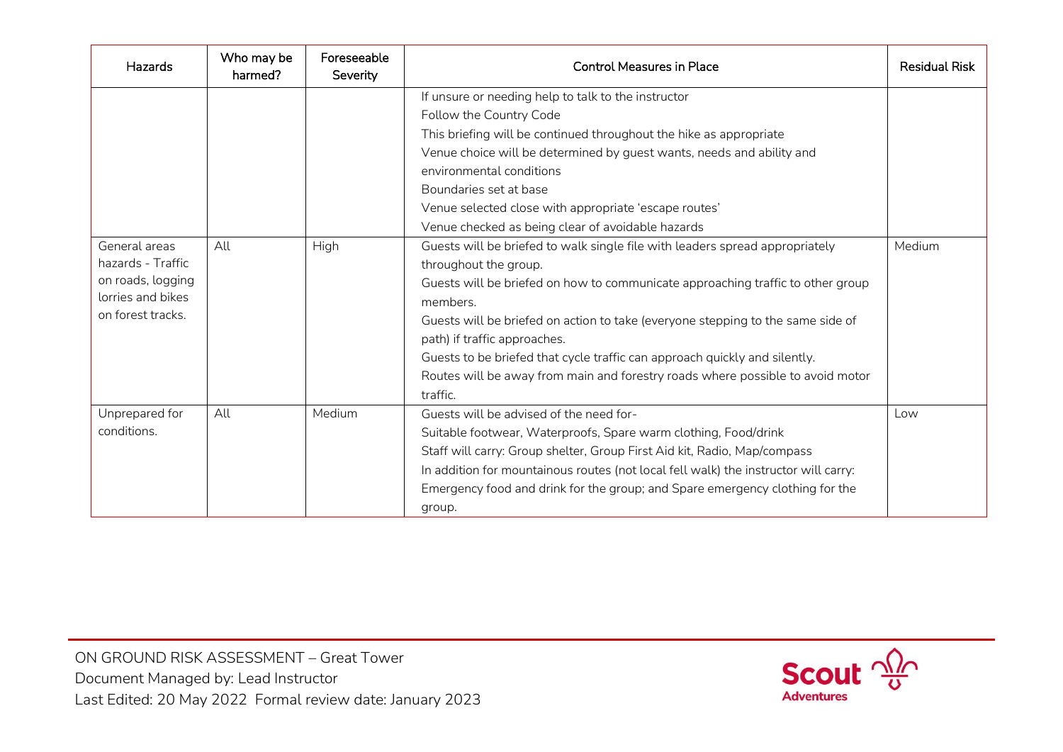| Hazards | Who may be harmed? | Foreseeable Severity | Control Measures in Place | Residual Risk |
|---|---|---|---|---|
| | | | If unsure or needing help to talk to the instructor<br>Follow the Country Code<br>This briefing will be continued throughout the hike as appropriate<br>Venue choice will be determined by guest wants, needs and ability and environmental conditions<br>Boundaries set at base<br>Venue selected close with appropriate 'escape routes'<br>Venue checked as being clear of avoidable hazards | |
| General areas hazards - Traffic on roads, logging lorries and bikes on forest tracks. | All | High | Guests will be briefed to walk single file with leaders spread appropriately throughout the group.<br>Guests will be briefed on how to communicate approaching traffic to other group members.<br>Guests will be briefed on action to take (everyone stepping to the same side of path) if traffic approaches.<br>Guests to be briefed that cycle traffic can approach quickly and silently.<br>Routes will be away from main and forestry roads where possible to avoid motor traffic. | Medium |
| Unprepared for conditions. | All | Medium | Guests will be advised of the need for-<br>Suitable footwear, Waterproofs, Spare warm clothing, Food/drink<br>Staff will carry: Group shelter, Group First Aid kit, Radio, Map/compass<br>In addition for mountainous routes (not local fell walk) the instructor will carry: Emergency food and drink for the group; and Spare emergency clothing for the group. | Low |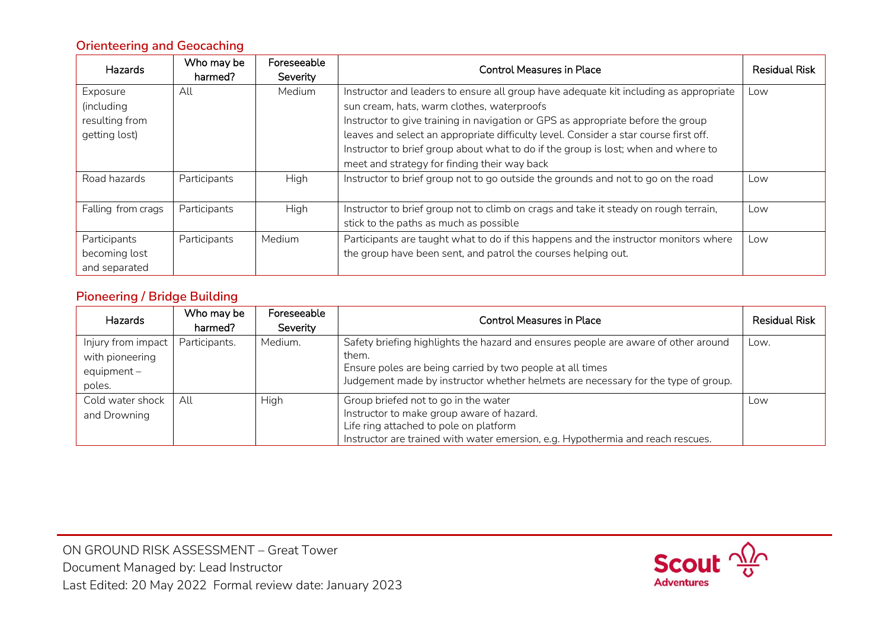## Orienteering and Geocaching

| Hazards | Who may be harmed? | Foreseeable Severity | Control Measures in Place | Residual Risk |
|---|---|---|---|---|
| Exposure (including resulting from getting lost) | All | Medium | Instructor and leaders to ensure all group have adequate kit including as appropriate sun cream, hats, warm clothes, waterproofs<br>Instructor to give training in navigation or GPS as appropriate before the group leaves and select an appropriate difficulty level. Consider a star course first off.<br>Instructor to brief group about what to do if the group is lost; when and where to meet and strategy for finding their way back | Low |
| Road hazards | Participants | High | Instructor to brief group not to go outside the grounds and not to go on the road | Low |
| Falling from crags | Participants | High | Instructor to brief group not to climb on crags and take it steady on rough terrain, stick to the paths as much as possible | Low |
| Participants becoming lost and separated | Participants | Medium | Participants are taught what to do if this happens and the instructor monitors where the group have been sent, and patrol the courses helping out. | Low |

## Pioneering / Bridge Building

| Hazards | Who may be harmed? | Foreseeable Severity | Control Measures in Place | Residual Risk |
|---|---|---|---|---|
| Injury from impact with pioneering equipment – poles. | Participants. | Medium. | Safety briefing highlights the hazard and ensures people are aware of other around them.<br>Ensure poles are being carried by two people at all times<br>Judgement made by instructor whether helmets are necessary for the type of group. | Low. |
| Cold water shock and Drowning | All | High | Group briefed not to go in the water<br>Instructor to make group aware of hazard.<br>Life ring attached to pole on platform<br>Instructor are trained with water emersion, e.g. Hypothermia and reach rescues. | Low |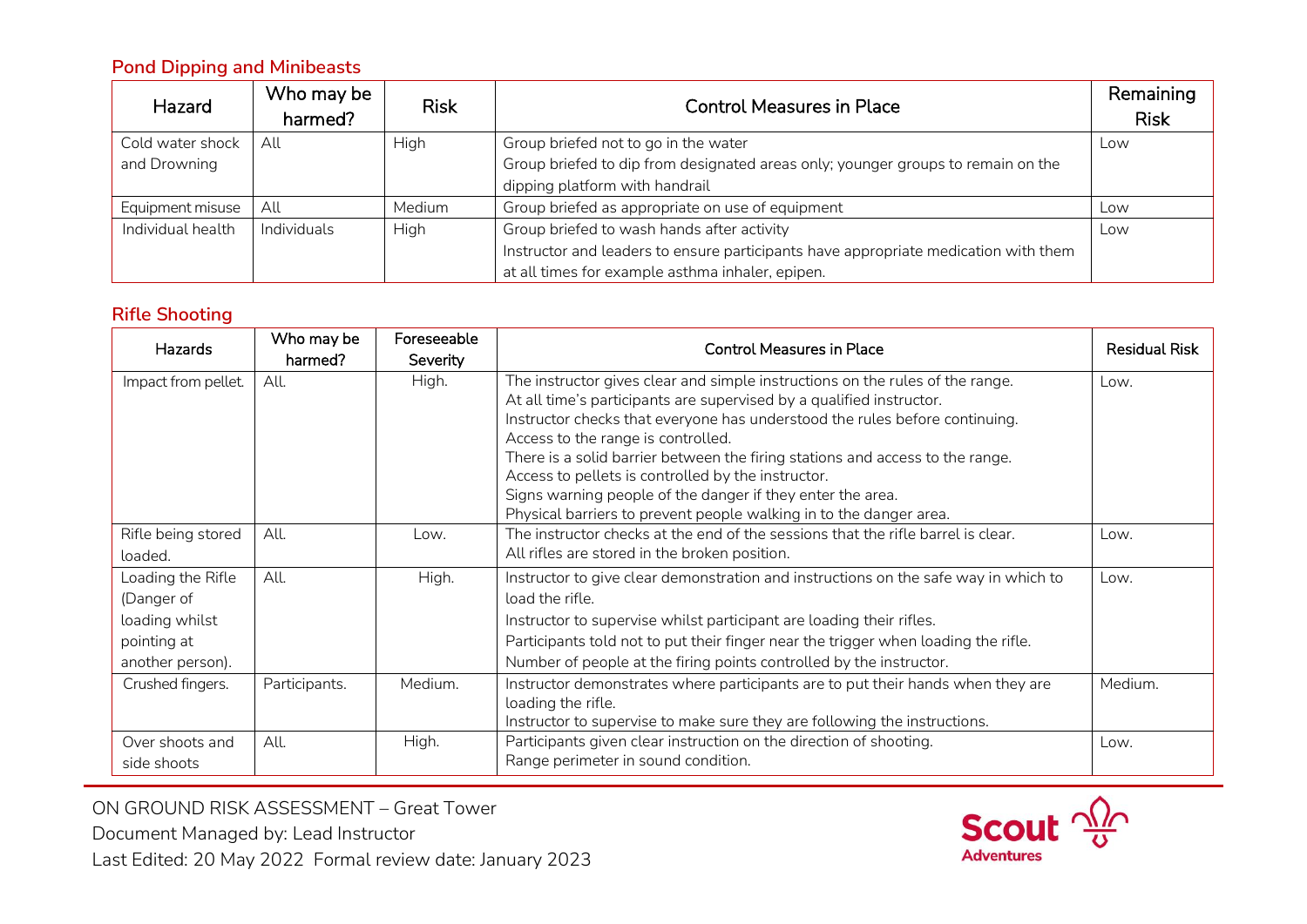## Pond Dipping and Minibeasts

| Hazard | Who may be harmed? | Risk | Control Measures in Place | Remaining Risk |
|---|---|---|---|---|
| Cold water shock and Drowning | All | High | Group briefed not to go in the water<br>Group briefed to dip from designated areas only; younger groups to remain on the dipping platform with handrail | Low |
| Equipment misuse | All | Medium | Group briefed as appropriate on use of equipment | Low |
| Individual health | Individuals | High | Group briefed to wash hands after activity<br>Instructor and leaders to ensure participants have appropriate medication with them at all times for example asthma inhaler, epipen. | Low |

## Rifle Shooting

| Hazards | Who may be harmed? | Foreseeable Severity | Control Measures in Place | Residual Risk |
|---|---|---|---|---|
| Impact from pellet. | All. | High. | The instructor gives clear and simple instructions on the rules of the range.<br>At all time's participants are supervised by a qualified instructor.<br>Instructor checks that everyone has understood the rules before continuing.<br>Access to the range is controlled.<br>There is a solid barrier between the firing stations and access to the range.<br>Access to pellets is controlled by the instructor.<br>Signs warning people of the danger if they enter the area.<br>Physical barriers to prevent people walking in to the danger area. | Low. |
| Rifle being stored loaded. | All. | Low. | The instructor checks at the end of the sessions that the rifle barrel is clear.<br>All rifles are stored in the broken position. | Low. |
| Loading the Rifle (Danger of loading whilst pointing at another person). | All. | High. | Instructor to give clear demonstration and instructions on the safe way in which to load the rifle.<br>Instructor to supervise whilst participant are loading their rifles.<br>Participants told not to put their finger near the trigger when loading the rifle.<br>Number of people at the firing points controlled by the instructor. | Low. |
| Crushed fingers. | Participants. | Medium. | Instructor demonstrates where participants are to put their hands when they are loading the rifle.<br>Instructor to supervise to make sure they are following the instructions. | Medium. |
| Over shoots and side shoots | All. | High. | Participants given clear instruction on the direction of shooting.<br>Range perimeter in sound condition. | Low. |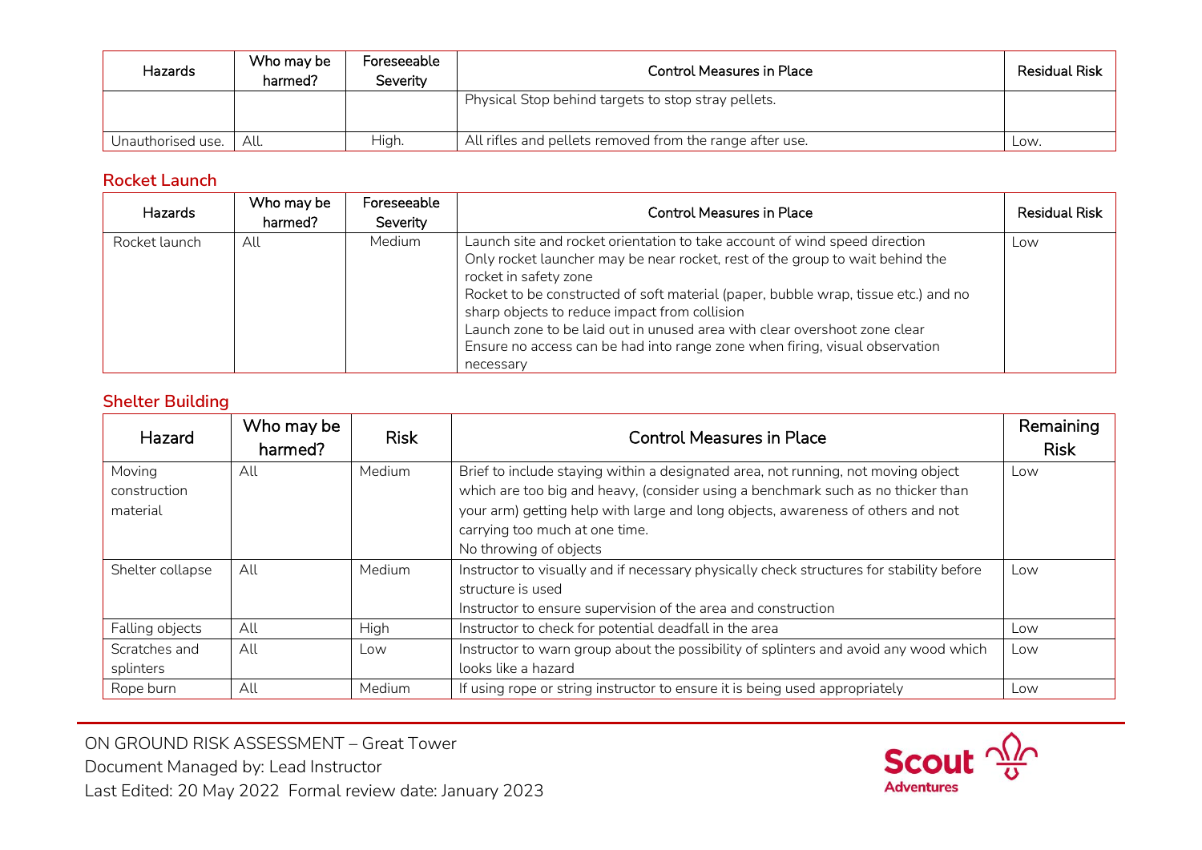| Hazards | Who may be harmed? | Foreseeable Severity | Control Measures in Place | Residual Risk |
|---|---|---|---|---|
| | | | Physical Stop behind targets to stop stray pellets. | |
| Unauthorised use. | All. | High. | All rifles and pellets removed from the range after use. | Low. |

## Rocket Launch

| Hazards | Who may be harmed? | Foreseeable Severity | Control Measures in Place | Residual Risk |
|---|---|---|---|---|
| Rocket launch | All | Medium | Launch site and rocket orientation to take account of wind speed direction<br>Only rocket launcher may be near rocket, rest of the group to wait behind the rocket in safety zone<br>Rocket to be constructed of soft material (paper, bubble wrap, tissue etc.) and no sharp objects to reduce impact from collision<br>Launch zone to be laid out in unused area with clear overshoot zone clear<br>Ensure no access can be had into range zone when firing, visual observation necessary | Low |

## Shelter Building

| Hazard | Who may be harmed? | Risk | Control Measures in Place | Remaining Risk |
|---|---|---|---|---|
| Moving construction material | All | Medium | Brief to include staying within a designated area, not running, not moving object which are too big and heavy, (consider using a benchmark such as no thicker than your arm) getting help with large and long objects, awareness of others and not carrying too much at one time.<br>No throwing of objects | Low |
| Shelter collapse | All | Medium | Instructor to visually and if necessary physically check structures for stability before structure is used<br>Instructor to ensure supervision of the area and construction | Low |
| Falling objects | All | High | Instructor to check for potential deadfall in the area | Low |
| Scratches and splinters | All | Low | Instructor to warn group about the possibility of splinters and avoid any wood which looks like a hazard | Low |
| Rope burn | All | Medium | If using rope or string instructor to ensure it is being used appropriately | Low |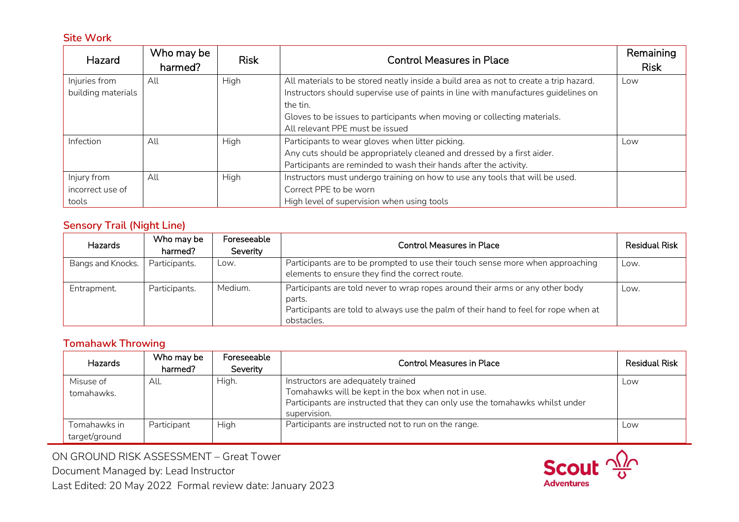### Site Work

| Hazard | Who may be harmed? | Risk | Control Measures in Place | Remaining Risk |
|---|---|---|---|---|
| Injuries from building materials | All | High | All materials to be stored neatly inside a build area as not to create a trip hazard.<br>Instructors should supervise use of paints in line with manufactures guidelines on the tin.<br>Gloves to be issues to participants when moving or collecting materials.<br>All relevant PPE must be issued | Low |
| Infection | All | High | Participants to wear gloves when litter picking.<br>Any cuts should be appropriately cleaned and dressed by a first aider.<br>Participants are reminded to wash their hands after the activity. | Low |
| Injury from incorrect use of tools | All | High | Instructors must undergo training on how to use any tools that will be used.<br>Correct PPE to be worn<br>High level of supervision when using tools | |

### Sensory Trail (Night Line)

| Hazards | Who may be harmed? | Foreseeable Severity | Control Measures in Place | Residual Risk |
|---|---|---|---|---|
| Bangs and Knocks. | Participants. | Low. | Participants are to be prompted to use their touch sense more when approaching elements to ensure they find the correct route. | Low. |
| Entrapment. | Participants. | Medium. | Participants are told never to wrap ropes around their arms or any other body parts.<br>Participants are told to always use the palm of their hand to feel for rope when at obstacles. | Low. |

### Tomahawk Throwing

| Hazards | Who may be harmed? | Foreseeable Severity | Control Measures in Place | Residual Risk |
|---|---|---|---|---|
| Misuse of tomahawks. | All. | High. | Instructors are adequately trained<br>Tomahawks will be kept in the box when not in use.<br>Participants are instructed that they can only use the tomahawks whilst under supervision. | Low |
| Tomahawks in target/ground | Participant | High | Participants are instructed not to run on the range. | Low |

ON GROUND RISK ASSESSMENT – Great Tower
Document Managed by: Lead Instructor
Last Edited: 20 May 2022 Formal review date: January 2023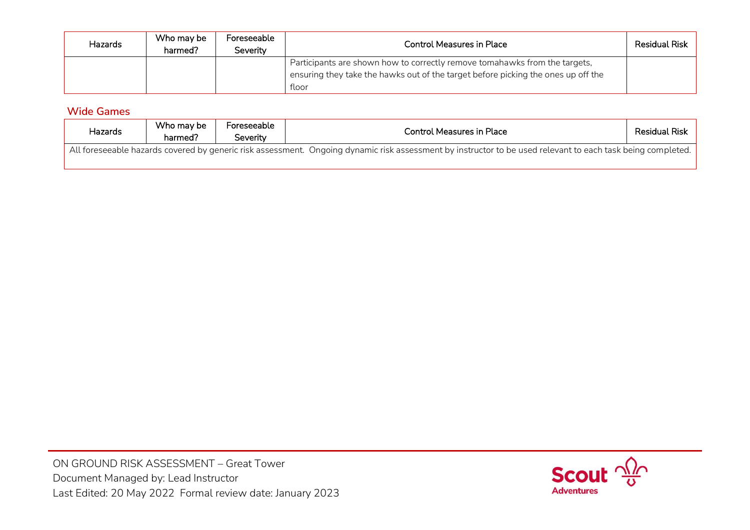| Hazards | Who may be harmed? | Foreseeable Severity | Control Measures in Place | Residual Risk |
|---|---|---|---|---|
| | | | Participants are shown how to correctly remove tomahawks from the targets, ensuring they take the hawks out of the target before picking the ones up off the floor | |

## Wide Games

| Hazards | Who may be harmed? | Foreseeable Severity | Control Measures in Place | Residual Risk |
|---|---|---|---|---|
| All foreseeable hazards covered by generic risk assessment. Ongoing dynamic risk assessment by instructor to be used relevant to each task being completed. | | | | |

ON GROUND RISK ASSESSMENT – Great Tower
Document Managed by: Lead Instructor
Last Edited: 20 May 2022 Formal review date: January 2023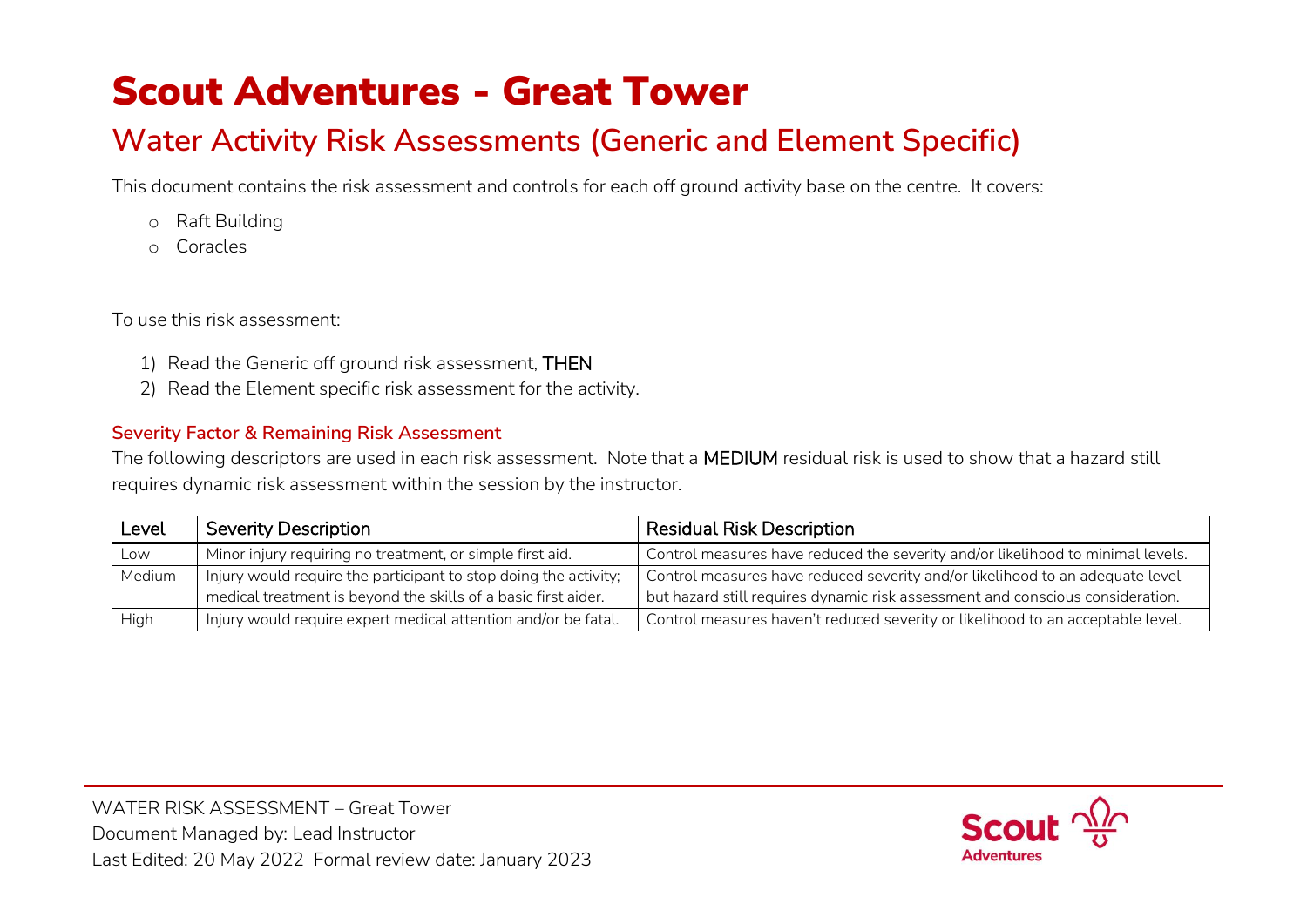# Scout Adventures - Great Tower

## Water Activity Risk Assessments (Generic and Element Specific)

This document contains the risk assessment and controls for each off ground activity base on the centre. It covers:

- Raft Building
- Coracles

To use this risk assessment:

1) Read the Generic off ground risk assessment, THEN
2) Read the Element specific risk assessment for the activity.

### Severity Factor & Remaining Risk Assessment

The following descriptors are used in each risk assessment. Note that a MEDIUM residual risk is used to show that a hazard still requires dynamic risk assessment within the session by the instructor.

| Level | Severity Description | Residual Risk Description |
|---|---|---|
| Low | Minor injury requiring no treatment, or simple first aid. | Control measures have reduced the severity and/or likelihood to minimal levels. |
| Medium | Injury would require the participant to stop doing the activity; medical treatment is beyond the skills of a basic first aider. | Control measures have reduced severity and/or likelihood to an adequate level but hazard still requires dynamic risk assessment and conscious consideration. |
| High | Injury would require expert medical attention and/or be fatal. | Control measures haven't reduced severity or likelihood to an acceptable level. |

WATER RISK ASSESSMENT – Great Tower
Document Managed by: Lead Instructor
Last Edited: 20 May 2022 Formal review date: January 2023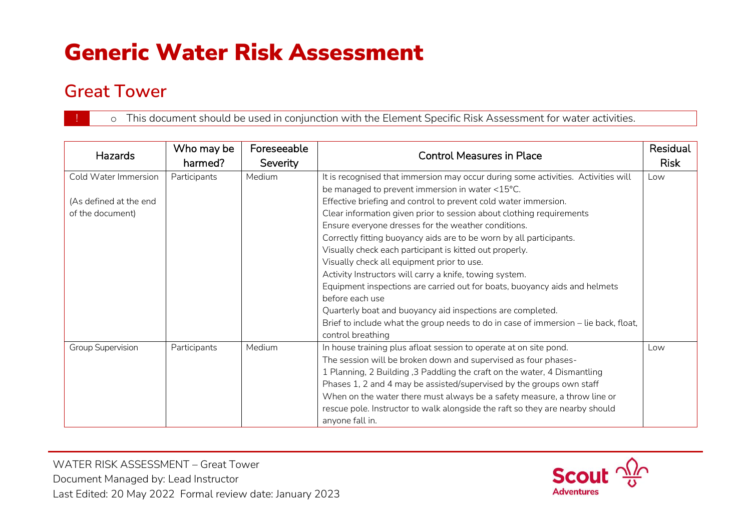# Generic Water Risk Assessment

## Great Tower

! ○ This document should be used in conjunction with the Element Specific Risk Assessment for water activities.

| Hazards | Who may be harmed? | Foreseeable Severity | Control Measures in Place | Residual Risk |
|---|---|---|---|---|
| Cold Water Immersion<br><br>(As defined at the end of the document) | Participants | Medium | It is recognised that immersion may occur during some activities. Activities will be managed to prevent immersion in water <15°C.<br>Effective briefing and control to prevent cold water immersion.<br>Clear information given prior to session about clothing requirements<br>Ensure everyone dresses for the weather conditions.<br>Correctly fitting buoyancy aids are to be worn by all participants.<br>Visually check each participant is kitted out properly.<br>Visually check all equipment prior to use.<br>Activity Instructors will carry a knife, towing system.<br>Equipment inspections are carried out for boats, buoyancy aids and helmets before each use<br>Quarterly boat and buoyancy aid inspections are completed.<br>Brief to include what the group needs to do in case of immersion – lie back, float, control breathing | Low |
| Group Supervision | Participants | Medium | In house training plus afloat session to operate at on site pond.<br>The session will be broken down and supervised as four phases-<br>1 Planning, 2 Building ,3 Paddling the craft on the water, 4 Dismantling<br>Phases 1, 2 and 4 may be assisted/supervised by the groups own staff<br>When on the water there must always be a safety measure, a throw line or rescue pole. Instructor to walk alongside the raft so they are nearby should anyone fall in. | Low |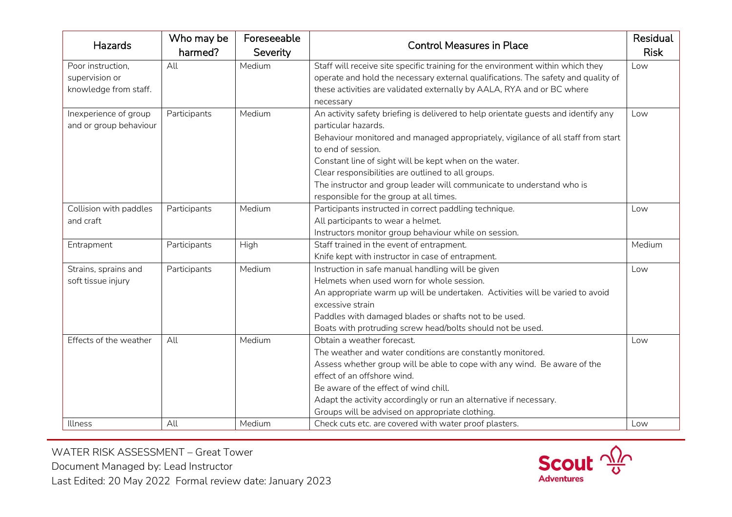| Hazards | Who may be harmed? | Foreseeable Severity | Control Measures in Place | Residual Risk |
|---|---|---|---|---|
| Poor instruction, supervision or knowledge from staff. | All | Medium | Staff will receive site specific training for the environment within which they operate and hold the necessary external qualifications. The safety and quality of these activities are validated externally by AALA, RYA and or BC where necessary | Low |
| Inexperience of group and or group behaviour | Participants | Medium | An activity safety briefing is delivered to help orientate guests and identify any particular hazards.<br>Behaviour monitored and managed appropriately, vigilance of all staff from start to end of session.<br>Constant line of sight will be kept when on the water.<br>Clear responsibilities are outlined to all groups.<br>The instructor and group leader will communicate to understand who is responsible for the group at all times. | Low |
| Collision with paddles and craft | Participants | Medium | Participants instructed in correct paddling technique.<br>All participants to wear a helmet.<br>Instructors monitor group behaviour while on session. | Low |
| Entrapment | Participants | High | Staff trained in the event of entrapment.<br>Knife kept with instructor in case of entrapment. | Medium |
| Strains, sprains and soft tissue injury | Participants | Medium | Instruction in safe manual handling will be given<br>Helmets when used worn for whole session.<br>An appropriate warm up will be undertaken. Activities will be varied to avoid excessive strain<br>Paddles with damaged blades or shafts not to be used.<br>Boats with protruding screw head/bolts should not be used. | Low |
| Effects of the weather | All | Medium | Obtain a weather forecast.<br>The weather and water conditions are constantly monitored.<br>Assess whether group will be able to cope with any wind. Be aware of the effect of an offshore wind.<br>Be aware of the effect of wind chill.<br>Adapt the activity accordingly or run an alternative if necessary.<br>Groups will be advised on appropriate clothing. | Low |
| Illness | All | Medium | Check cuts etc. are covered with water proof plasters. | Low |

WATER RISK ASSESSMENT – Great Tower
Document Managed by: Lead Instructor
Last Edited: 20 May 2022 Formal review date: January 2023

Scout Adventures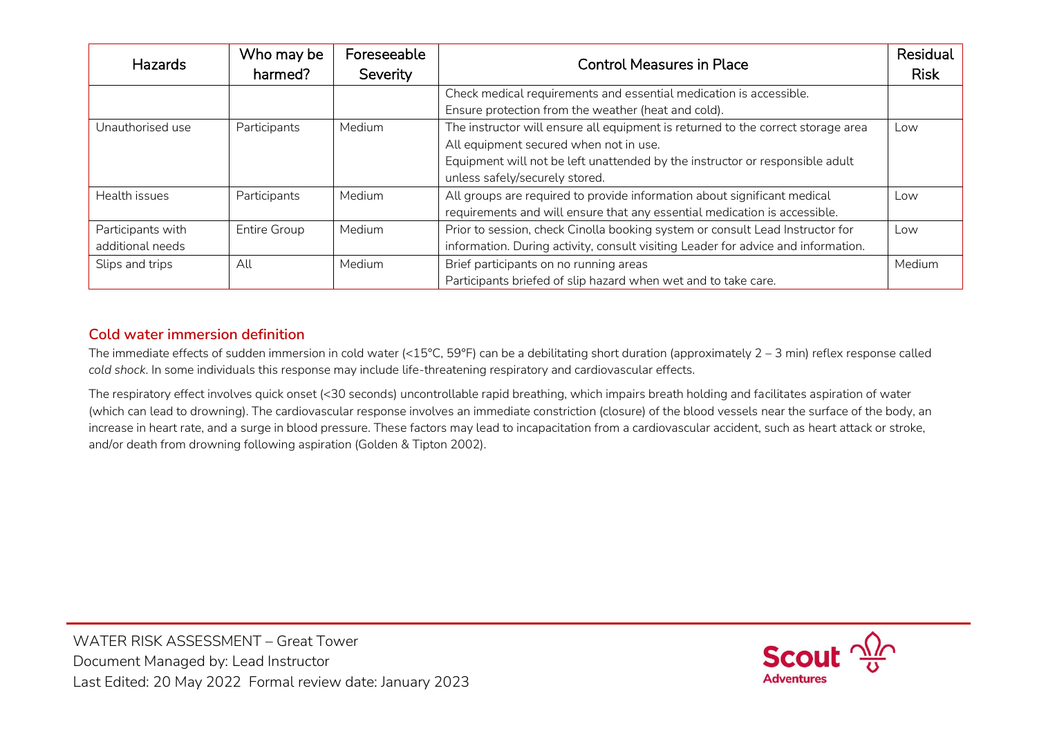| Hazards | Who may be harmed? | Foreseeable Severity | Control Measures in Place | Residual Risk |
|---|---|---|---|---|
| | | | Check medical requirements and essential medication is accessible. Ensure protection from the weather (heat and cold). | |
| Unauthorised use | Participants | Medium | The instructor will ensure all equipment is returned to the correct storage area All equipment secured when not in use. Equipment will not be left unattended by the instructor or responsible adult unless safely/securely stored. | Low |
| Health issues | Participants | Medium | All groups are required to provide information about significant medical requirements and will ensure that any essential medication is accessible. | Low |
| Participants with additional needs | Entire Group | Medium | Prior to session, check Cinolla booking system or consult Lead Instructor for information. During activity, consult visiting Leader for advice and information. | Low |
| Slips and trips | All | Medium | Brief participants on no running areas Participants briefed of slip hazard when wet and to take care. | Medium |

## Cold water immersion definition

The immediate effects of sudden immersion in cold water (<15°C, 59°F) can be a debilitating short duration (approximately 2 – 3 min) reflex response called *cold shock*. In some individuals this response may include life-threatening respiratory and cardiovascular effects.

The respiratory effect involves quick onset (<30 seconds) uncontrollable rapid breathing, which impairs breath holding and facilitates aspiration of water (which can lead to drowning). The cardiovascular response involves an immediate constriction (closure) of the blood vessels near the surface of the body, an increase in heart rate, and a surge in blood pressure. These factors may lead to incapacitation from a cardiovascular accident, such as heart attack or stroke, and/or death from drowning following aspiration (Golden & Tipton 2002).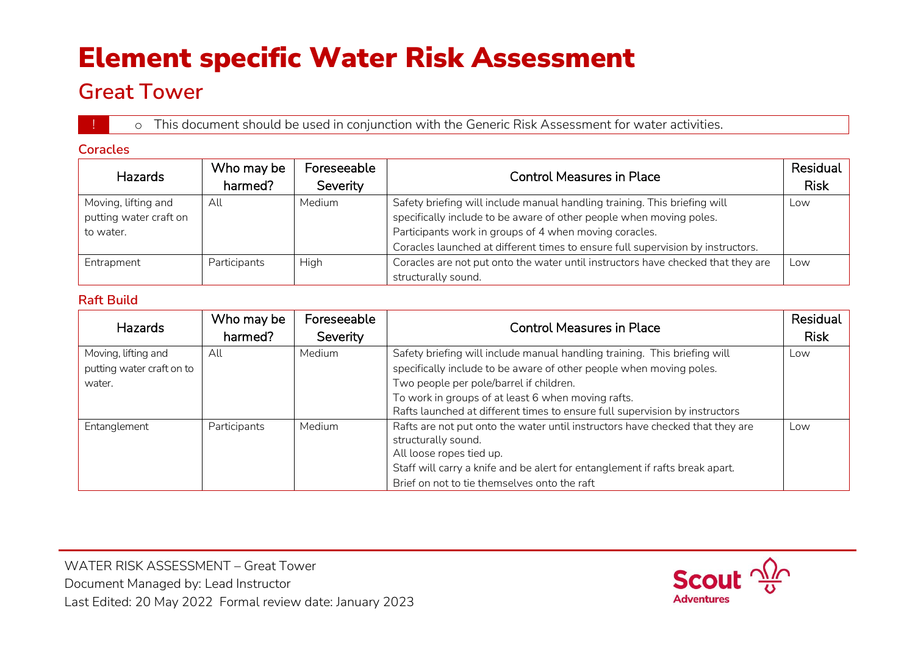# Element specific Water Risk Assessment

## Great Tower

! o This document should be used in conjunction with the Generic Risk Assessment for water activities.

### Coracles

| Hazards | Who may be harmed? | Foreseeable Severity | Control Measures in Place | Residual Risk |
|---|---|---|---|---|
| Moving, lifting and putting water craft on to water. | All | Medium | Safety briefing will include manual handling training. This briefing will specifically include to be aware of other people when moving poles.<br>Participants work in groups of 4 when moving coracles.<br>Coracles launched at different times to ensure full supervision by instructors. | Low |
| Entrapment | Participants | High | Coracles are not put onto the water until instructors have checked that they are structurally sound. | Low |

### Raft Build

| Hazards | Who may be harmed? | Foreseeable Severity | Control Measures in Place | Residual Risk |
|---|---|---|---|---|
| Moving, lifting and putting water craft on to water. | All | Medium | Safety briefing will include manual handling training. This briefing will specifically include to be aware of other people when moving poles.<br>Two people per pole/barrel if children.<br>To work in groups of at least 6 when moving rafts.<br>Rafts launched at different times to ensure full supervision by instructors | Low |
| Entanglement | Participants | Medium | Rafts are not put onto the water until instructors have checked that they are structurally sound.<br>All loose ropes tied up.<br>Staff will carry a knife and be alert for entanglement if rafts break apart.<br>Brief on not to tie themselves onto the raft | Low |

WATER RISK ASSESSMENT – Great Tower
Document Managed by: Lead Instructor
Last Edited: 20 May 2022 Formal review date: January 2023